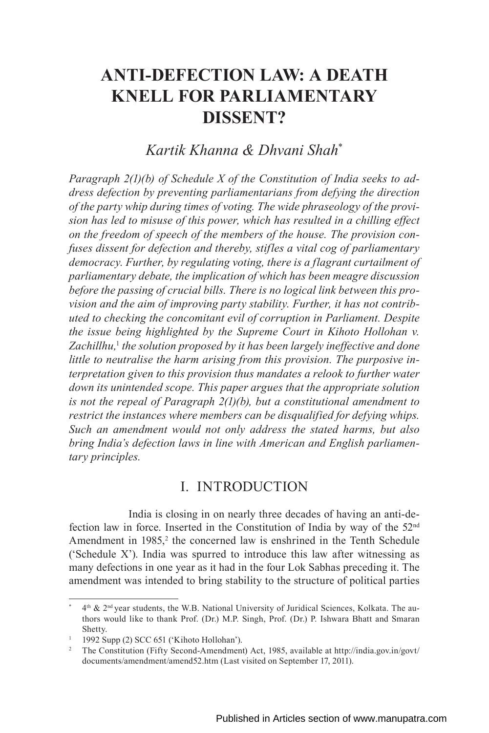# ANTI-DEFECTION LAW: A DEATH KNELL FOR PARLIAMENTARY DISSENT?

*Kartik Khanna & Dhvani Shah\**

*Paragraph 2(1)(b) of Schedule X of the Constitution of India seeks to address defection by preventing parliamentarians from defying the direction of the party whip during times of voting. The wide phraseology of the provision has led to misuse of this power, which has resulted in a chilling effect on the freedom of speech of the members of the house. The provision confuses dissent for defection and thereby, stifles a vital cog of parliamentary democracy. Further, by regulating voting, there is a flagrant curtailment of parliamentary debate, the implication of which has been meagre discussion before the passing of crucial bills. There is no logical link between this provision and the aim of improving party stability. Further, it has not contributed to checking the concomitant evil of corruption in Parliament. Despite the issue being highlighted by the Supreme Court in Kihoto Hollohan v. Zachillhu,*[1] *the solution proposed by it has been largely ineffective and done little to neutralise the harm arising from this provision. The purposive interpretation given to this provision thus mandates a relook to further water down its unintended scope. This paper argues that the appropriate solution is not the repeal of Paragraph 2(1)(b), but a constitutional amendment to restrict the instances where members can be disqualified for defying whips. Such an amendment would not only address the stated harms, but also bring India's defection laws in line with American and English parliamentary principles.*

## I. INTRODUCTION

India is closing in on nearly three decades of having an anti-defection law in force. Inserted in the Constitution of India by way of the 52nd Amendment in 1985,[2] the concerned law is enshrined in the Tenth Schedule ('Schedule X'). India was spurred to introduce this law after witnessing as many defections in one year as it had in the four Lok Sabhas preceding it. The amendment was intended to bring stability to the structure of political parties

---

\* 4th & 2nd year students, the W.B. National University of Juridical Sciences, Kolkata. The authors would like to thank Prof. (Dr.) M.P. Singh, Prof. (Dr.) P. Ishwara Bhatt and Smaran Shetty.

[1] 1992 Supp (2) SCC 651 ('Kihoto Hollohan').

[2] The Constitution (Fifty Second-Amendment) Act, 1985, available at http://india.gov.in/govt/documents/amendment/amend52.htm (Last visited on September 17, 2011).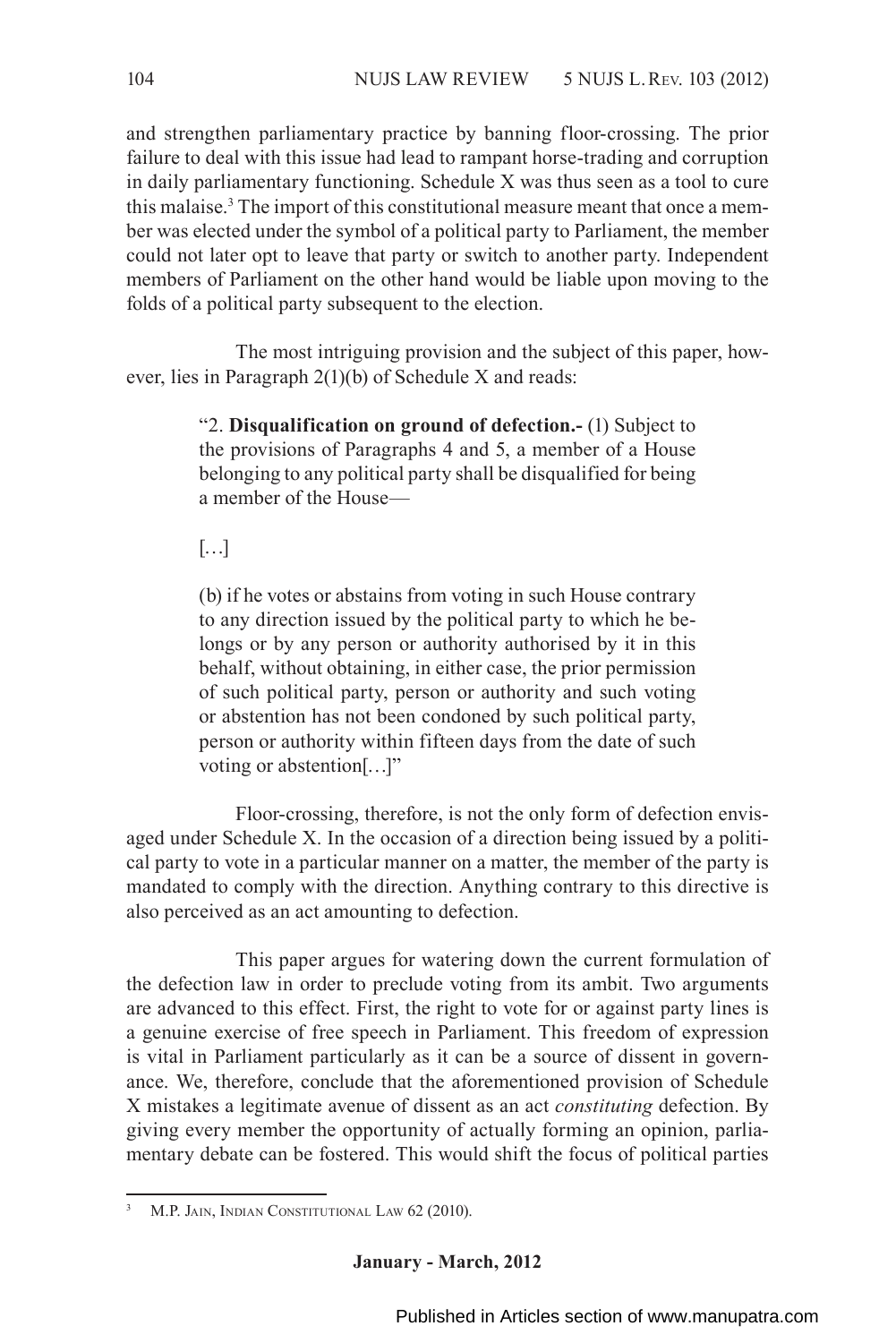and strengthen parliamentary practice by banning floor-crossing. The prior failure to deal with this issue had lead to rampant horse-trading and corruption in daily parliamentary functioning. Schedule X was thus seen as a tool to cure this malaise.[3] The import of this constitutional measure meant that once a member was elected under the symbol of a political party to Parliament, the member could not later opt to leave that party or switch to another party. Independent members of Parliament on the other hand would be liable upon moving to the folds of a political party subsequent to the election.

The most intriguing provision and the subject of this paper, however, lies in Paragraph 2(1)(b) of Schedule X and reads:

> "2. **Disqualification on ground of defection.-** (1) Subject to the provisions of Paragraphs 4 and 5, a member of a House belonging to any political party shall be disqualified for being a member of the House—
>
> […]
>
> (b) if he votes or abstains from voting in such House contrary to any direction issued by the political party to which he belongs or by any person or authority authorised by it in this behalf, without obtaining, in either case, the prior permission of such political party, person or authority and such voting or abstention has not been condoned by such political party, person or authority within fifteen days from the date of such voting or abstention[…]"

Floor-crossing, therefore, is not the only form of defection envisaged under Schedule X. In the occasion of a direction being issued by a political party to vote in a particular manner on a matter, the member of the party is mandated to comply with the direction. Anything contrary to this directive is also perceived as an act amounting to defection.

This paper argues for watering down the current formulation of the defection law in order to preclude voting from its ambit. Two arguments are advanced to this effect. First, the right to vote for or against party lines is a genuine exercise of free speech in Parliament. This freedom of expression is vital in Parliament particularly as it can be a source of dissent in governance. We, therefore, conclude that the aforementioned provision of Schedule X mistakes a legitimate avenue of dissent as an act *constituting* defection. By giving every member the opportunity of actually forming an opinion, parliamentary debate can be fostered. This would shift the focus of political parties

[3] M.P. Jain, Indian Constitutional Law 62 (2010).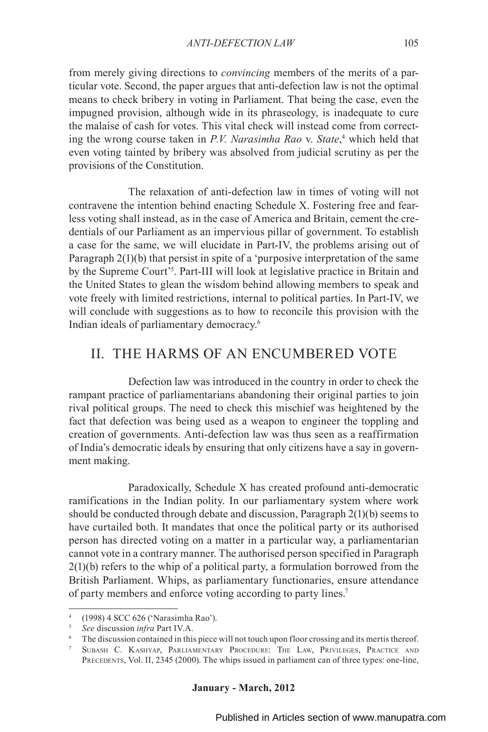from merely giving directions to *convincing* members of the merits of a particular vote. Second, the paper argues that anti-defection law is not the optimal means to check bribery in voting in Parliament. That being the case, even the impugned provision, although wide in its phraseology, is inadequate to cure the malaise of cash for votes. This vital check will instead come from correcting the wrong course taken in *P.V. Narasimha Rao* v. *State*,[4] which held that even voting tainted by bribery was absolved from judicial scrutiny as per the provisions of the Constitution.

The relaxation of anti-defection law in times of voting will not contravene the intention behind enacting Schedule X. Fostering free and fearless voting shall instead, as in the case of America and Britain, cement the credentials of our Parliament as an impervious pillar of government. To establish a case for the same, we will elucidate in Part-IV, the problems arising out of Paragraph 2(1)(b) that persist in spite of a 'purposive interpretation of the same by the Supreme Court'[5]. Part-III will look at legislative practice in Britain and the United States to glean the wisdom behind allowing members to speak and vote freely with limited restrictions, internal to political parties. In Part-IV, we will conclude with suggestions as to how to reconcile this provision with the Indian ideals of parliamentary democracy.[6]

## II. THE HARMS OF AN ENCUMBERED VOTE

Defection law was introduced in the country in order to check the rampant practice of parliamentarians abandoning their original parties to join rival political groups. The need to check this mischief was heightened by the fact that defection was being used as a weapon to engineer the toppling and creation of governments. Anti-defection law was thus seen as a reaffirmation of India's democratic ideals by ensuring that only citizens have a say in government making.

Paradoxically, Schedule X has created profound anti-democratic ramifications in the Indian polity. In our parliamentary system where work should be conducted through debate and discussion, Paragraph 2(1)(b) seems to have curtailed both. It mandates that once the political party or its authorised person has directed voting on a matter in a particular way, a parliamentarian cannot vote in a contrary manner. The authorised person specified in Paragraph 2(1)(b) refers to the whip of a political party, a formulation borrowed from the British Parliament. Whips, as parliamentary functionaries, ensure attendance of party members and enforce voting according to party lines.[7]

---

[4] (1998) 4 SCC 626 ('Narasimha Rao').

[5] *See* discussion *infra* Part IV.A.

[6] The discussion contained in this piece will not touch upon floor crossing and its mertis thereof.

[7] Subash C. Kashyap, Parliamentary Procedure: The Law, Privileges, Practice and Precedents, Vol. II, 2345 (2000). The whips issued in parliament can of three types: one-line,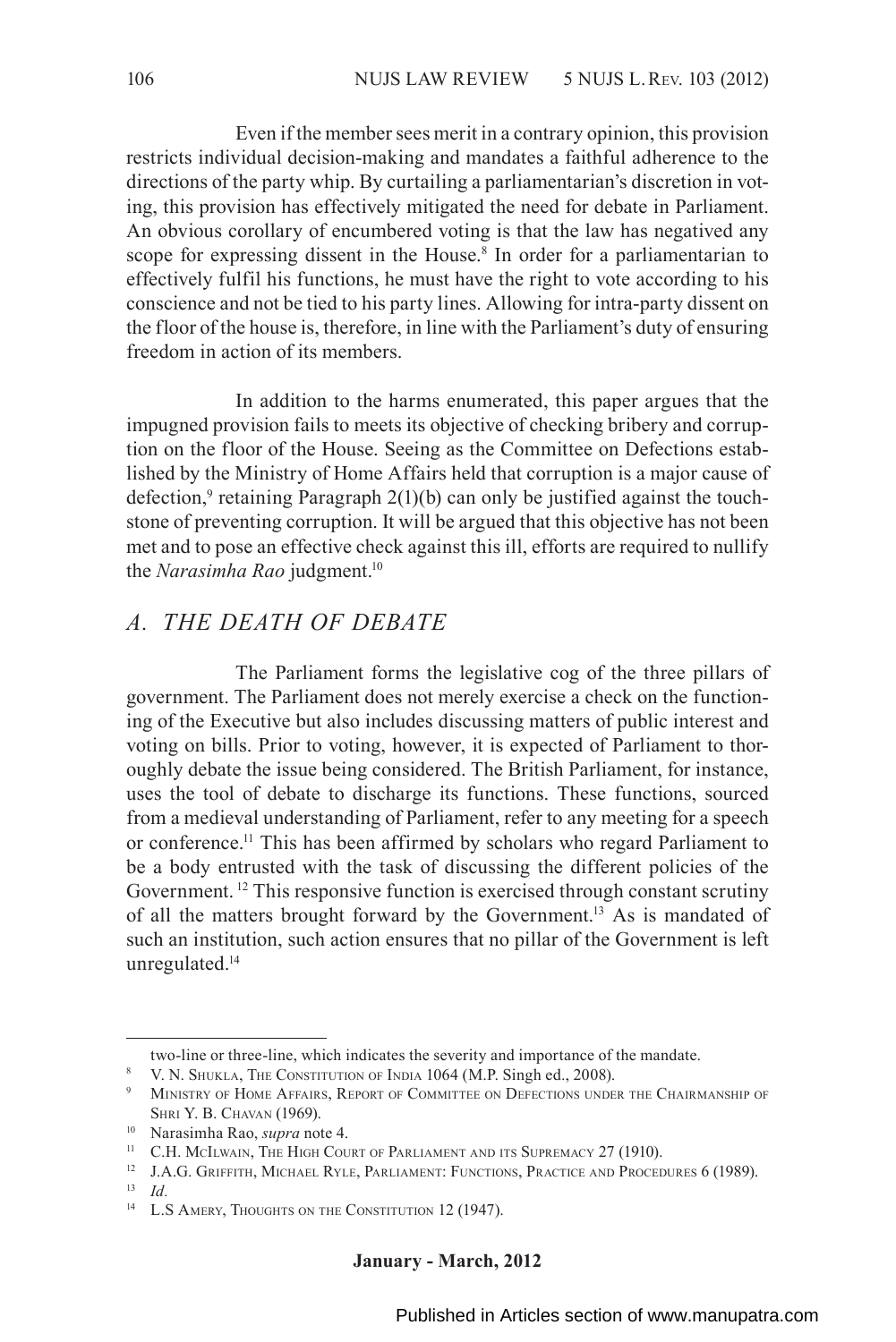Even if the member sees merit in a contrary opinion, this provision restricts individual decision-making and mandates a faithful adherence to the directions of the party whip. By curtailing a parliamentarian's discretion in voting, this provision has effectively mitigated the need for debate in Parliament. An obvious corollary of encumbered voting is that the law has negatived any scope for expressing dissent in the House.[8] In order for a parliamentarian to effectively fulfil his functions, he must have the right to vote according to his conscience and not be tied to his party lines. Allowing for intra-party dissent on the floor of the house is, therefore, in line with the Parliament's duty of ensuring freedom in action of its members.

In addition to the harms enumerated, this paper argues that the impugned provision fails to meets its objective of checking bribery and corruption on the floor of the House. Seeing as the Committee on Defections established by the Ministry of Home Affairs held that corruption is a major cause of defection,[9] retaining Paragraph 2(1)(b) can only be justified against the touchstone of preventing corruption. It will be argued that this objective has not been met and to pose an effective check against this ill, efforts are required to nullify the *Narasimha Rao* judgment.[10]

## *A. THE DEATH OF DEBATE*

The Parliament forms the legislative cog of the three pillars of government. The Parliament does not merely exercise a check on the functioning of the Executive but also includes discussing matters of public interest and voting on bills. Prior to voting, however, it is expected of Parliament to thoroughly debate the issue being considered. The British Parliament, for instance, uses the tool of debate to discharge its functions. These functions, sourced from a medieval understanding of Parliament, refer to any meeting for a speech or conference.[11] This has been affirmed by scholars who regard Parliament to be a body entrusted with the task of discussing the different policies of the Government. [12] This responsive function is exercised through constant scrutiny of all the matters brought forward by the Government.[13] As is mandated of such an institution, such action ensures that no pillar of the Government is left unregulated.[14]

---

two-line or three-line, which indicates the severity and importance of the mandate.

[8] V. N. Shukla, The Constitution of India 1064 (M.P. Singh ed., 2008).

[9] Ministry of Home Affairs, Report of Committee on Defections under the Chairmanship of Shri Y. B. Chavan (1969).

[10] Narasimha Rao, *supra* note 4.

[11] C.H. McIlwain, The High Court of Parliament and its Supremacy 27 (1910).

[12] J.A.G. Griffith, Michael Ryle, Parliament: Functions, Practice and Procedures 6 (1989).

[13] *Id*.

[14] L.S Amery, Thoughts on the Constitution 12 (1947).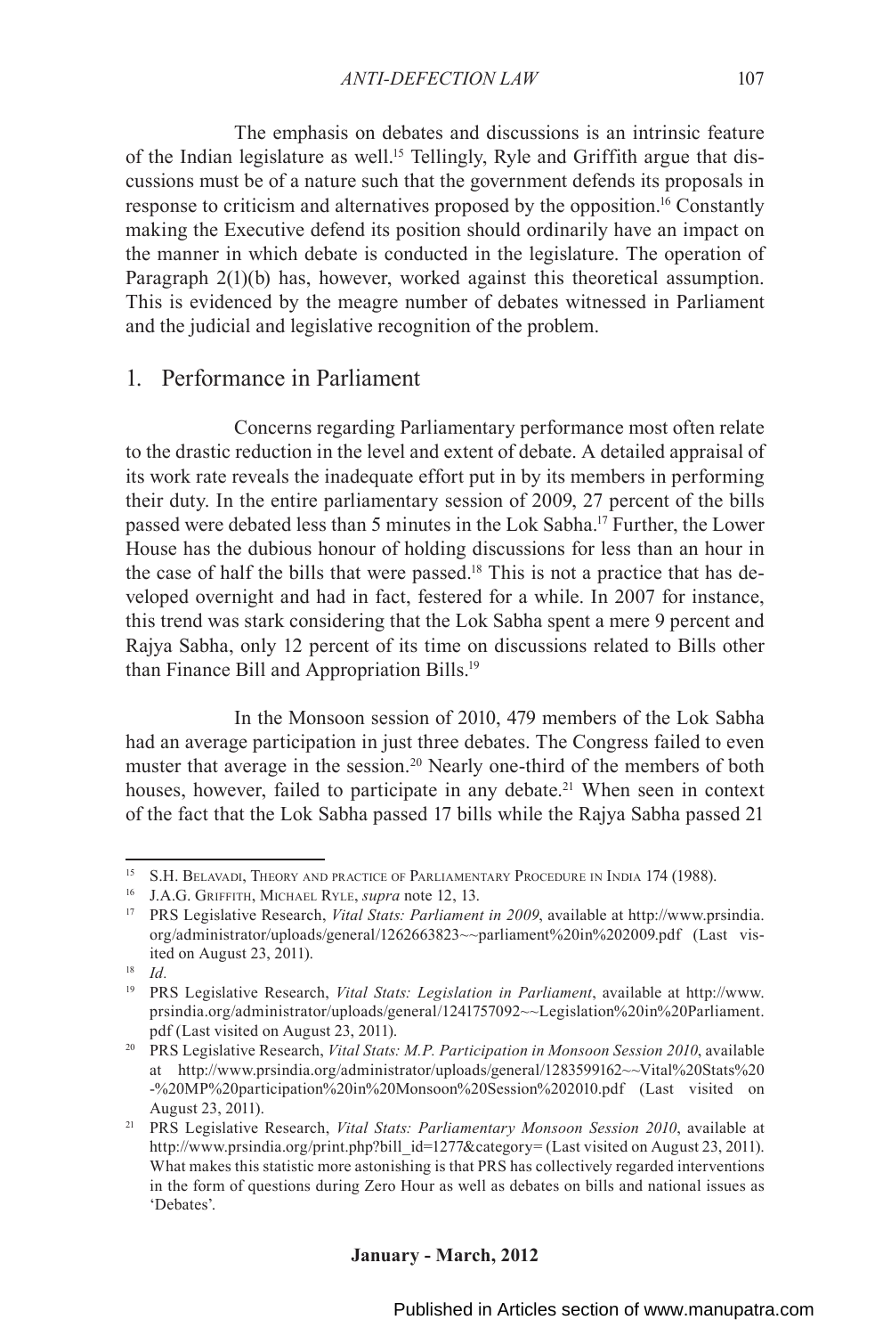The emphasis on debates and discussions is an intrinsic feature of the Indian legislature as well.[15] Tellingly, Ryle and Griffith argue that discussions must be of a nature such that the government defends its proposals in response to criticism and alternatives proposed by the opposition.[16] Constantly making the Executive defend its position should ordinarily have an impact on the manner in which debate is conducted in the legislature. The operation of Paragraph 2(1)(b) has, however, worked against this theoretical assumption. This is evidenced by the meagre number of debates witnessed in Parliament and the judicial and legislative recognition of the problem.

## 1. Performance in Parliament

Concerns regarding Parliamentary performance most often relate to the drastic reduction in the level and extent of debate. A detailed appraisal of its work rate reveals the inadequate effort put in by its members in performing their duty. In the entire parliamentary session of 2009, 27 percent of the bills passed were debated less than 5 minutes in the Lok Sabha.[17] Further, the Lower House has the dubious honour of holding discussions for less than an hour in the case of half the bills that were passed.[18] This is not a practice that has developed overnight and had in fact, festered for a while. In 2007 for instance, this trend was stark considering that the Lok Sabha spent a mere 9 percent and Rajya Sabha, only 12 percent of its time on discussions related to Bills other than Finance Bill and Appropriation Bills.[19]

In the Monsoon session of 2010, 479 members of the Lok Sabha had an average participation in just three debates. The Congress failed to even muster that average in the session.[20] Nearly one-third of the members of both houses, however, failed to participate in any debate.[21] When seen in context of the fact that the Lok Sabha passed 17 bills while the Rajya Sabha passed 21

---

[15] S.H. Belavadi, Theory and practice of Parliamentary Procedure in India 174 (1988).

[16] J.A.G. Griffith, Michael Ryle, *supra* note 12, 13.

[17] PRS Legislative Research, *Vital Stats: Parliament in 2009*, available at http://www.prsindia.org/administrator/uploads/general/1262663823~~parliament%20in%202009.pdf (Last visited on August 23, 2011).

[18] *Id*.

[19] PRS Legislative Research, *Vital Stats: Legislation in Parliament*, available at http://www.prsindia.org/administrator/uploads/general/1241757092~~Legislation%20in%20Parliament.pdf (Last visited on August 23, 2011).

[20] PRS Legislative Research, *Vital Stats: M.P. Participation in Monsoon Session 2010*, available at http://www.prsindia.org/administrator/uploads/general/1283599162~~Vital%20Stats%20-%20MP%20participation%20in%20Monsoon%20Session%202010.pdf (Last visited on August 23, 2011).

[21] PRS Legislative Research, *Vital Stats: Parliamentary Monsoon Session 2010*, available at http://www.prsindia.org/print.php?bill_id=1277&category= (Last visited on August 23, 2011). What makes this statistic more astonishing is that PRS has collectively regarded interventions in the form of questions during Zero Hour as well as debates on bills and national issues as 'Debates'.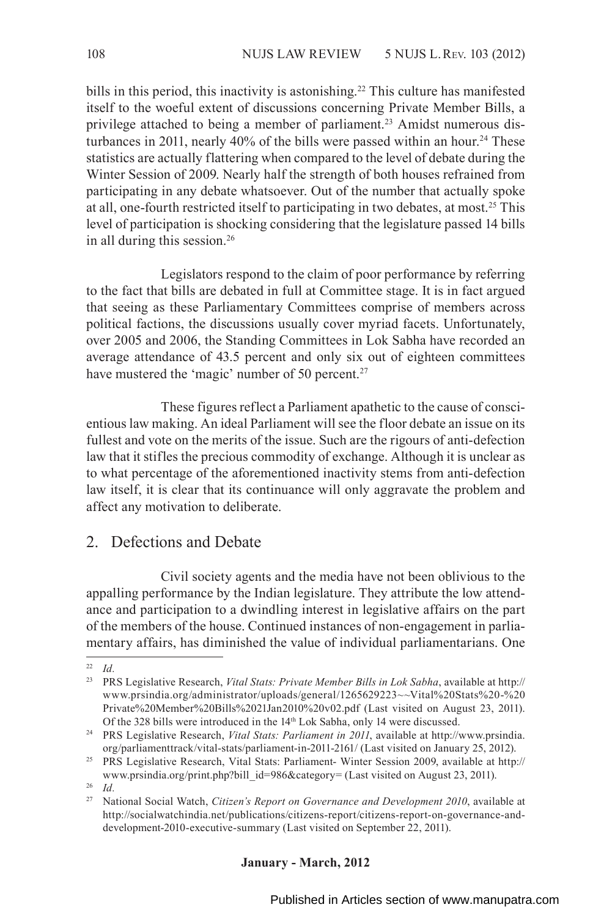bills in this period, this inactivity is astonishing.[22] This culture has manifested itself to the woeful extent of discussions concerning Private Member Bills, a privilege attached to being a member of parliament.[23] Amidst numerous disturbances in 2011, nearly 40% of the bills were passed within an hour.[24] These statistics are actually flattering when compared to the level of debate during the Winter Session of 2009. Nearly half the strength of both houses refrained from participating in any debate whatsoever. Out of the number that actually spoke at all, one-fourth restricted itself to participating in two debates, at most.[25] This level of participation is shocking considering that the legislature passed 14 bills in all during this session.[26]

Legislators respond to the claim of poor performance by referring to the fact that bills are debated in full at Committee stage. It is in fact argued that seeing as these Parliamentary Committees comprise of members across political factions, the discussions usually cover myriad facets. Unfortunately, over 2005 and 2006, the Standing Committees in Lok Sabha have recorded an average attendance of 43.5 percent and only six out of eighteen committees have mustered the 'magic' number of 50 percent.[27]

These figures reflect a Parliament apathetic to the cause of conscientious law making. An ideal Parliament will see the floor debate an issue on its fullest and vote on the merits of the issue. Such are the rigours of anti-defection law that it stifles the precious commodity of exchange. Although it is unclear as to what percentage of the aforementioned inactivity stems from anti-defection law itself, it is clear that its continuance will only aggravate the problem and affect any motivation to deliberate.

## 2. Defections and Debate

Civil society agents and the media have not been oblivious to the appalling performance by the Indian legislature. They attribute the low attendance and participation to a dwindling interest in legislative affairs on the part of the members of the house. Continued instances of non-engagement in parliamentary affairs, has diminished the value of individual parliamentarians. One

---

[22] *Id*.

[23] PRS Legislative Research, *Vital Stats: Private Member Bills in Lok Sabha*, available at http://www.prsindia.org/administrator/uploads/general/1265629223~~Vital%20Stats%20-%20Private%20Member%20Bills%2021Jan2010%20v02.pdf (Last visited on August 23, 2011). Of the 328 bills were introduced in the 14th Lok Sabha, only 14 were discussed.

[24] PRS Legislative Research, *Vital Stats: Parliament in 2011*, available at http://www.prsindia.org/parliamenttrack/vital-stats/parliament-in-2011-2161/ (Last visited on January 25, 2012).

[25] PRS Legislative Research, Vital Stats: Parliament- Winter Session 2009, available at http://www.prsindia.org/print.php?bill_id=986&category= (Last visited on August 23, 2011).

[26] *Id*.

[27] National Social Watch, *Citizen's Report on Governance and Development 2010*, available at http://socialwatchindia.net/publications/citizens-report/citizens-report-on-governance-and-development-2010-executive-summary (Last visited on September 22, 2011).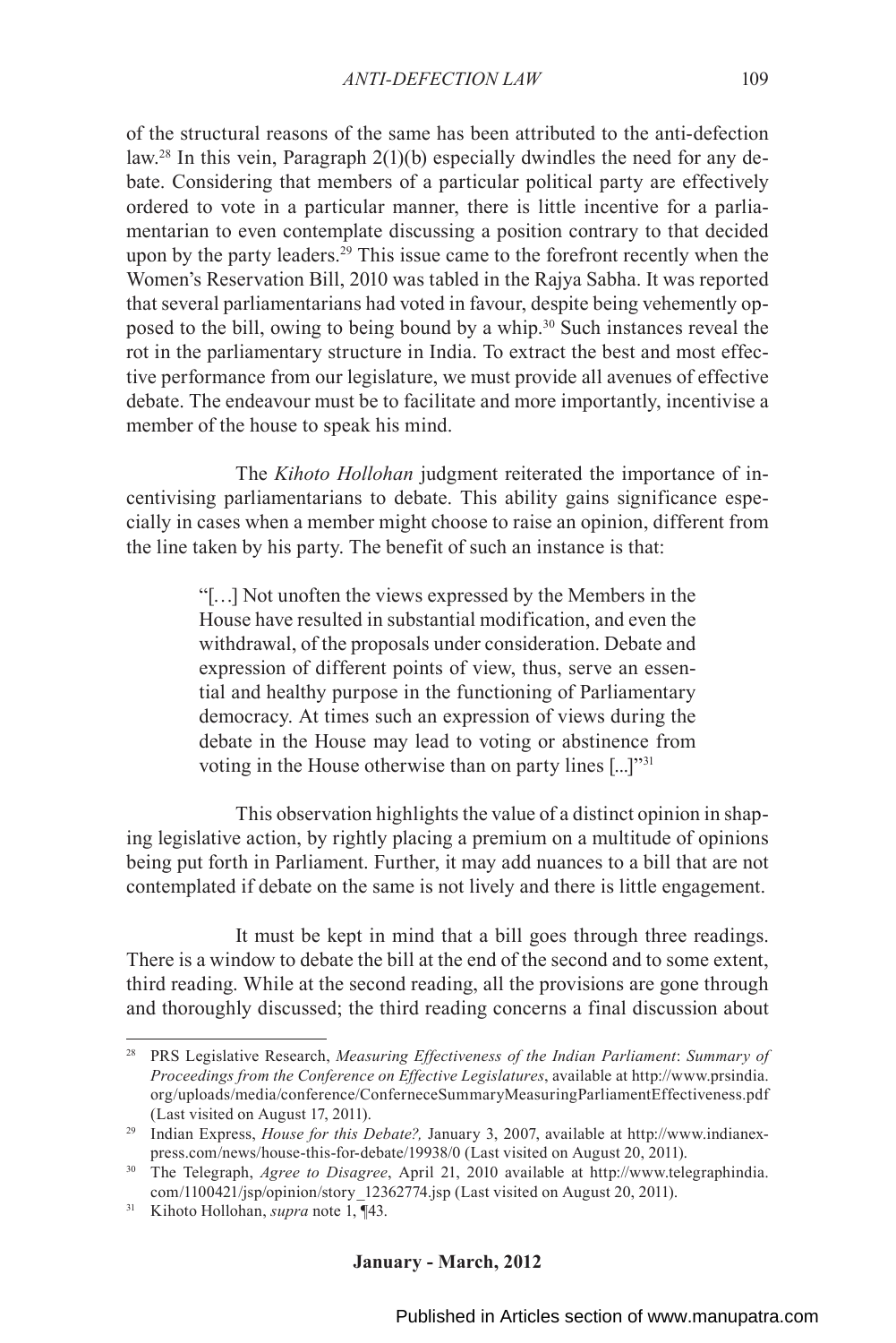of the structural reasons of the same has been attributed to the anti-defection law.[28] In this vein, Paragraph 2(1)(b) especially dwindles the need for any debate. Considering that members of a particular political party are effectively ordered to vote in a particular manner, there is little incentive for a parliamentarian to even contemplate discussing a position contrary to that decided upon by the party leaders.[29] This issue came to the forefront recently when the Women's Reservation Bill, 2010 was tabled in the Rajya Sabha. It was reported that several parliamentarians had voted in favour, despite being vehemently opposed to the bill, owing to being bound by a whip.[30] Such instances reveal the rot in the parliamentary structure in India. To extract the best and most effective performance from our legislature, we must provide all avenues of effective debate. The endeavour must be to facilitate and more importantly, incentivise a member of the house to speak his mind.

The *Kihoto Hollohan* judgment reiterated the importance of incentivising parliamentarians to debate. This ability gains significance especially in cases when a member might choose to raise an opinion, different from the line taken by his party. The benefit of such an instance is that:

> "[…] Not unoften the views expressed by the Members in the House have resulted in substantial modification, and even the withdrawal, of the proposals under consideration. Debate and expression of different points of view, thus, serve an essential and healthy purpose in the functioning of Parliamentary democracy. At times such an expression of views during the debate in the House may lead to voting or abstinence from voting in the House otherwise than on party lines [...]"[31]

This observation highlights the value of a distinct opinion in shaping legislative action, by rightly placing a premium on a multitude of opinions being put forth in Parliament. Further, it may add nuances to a bill that are not contemplated if debate on the same is not lively and there is little engagement.

It must be kept in mind that a bill goes through three readings. There is a window to debate the bill at the end of the second and to some extent, third reading. While at the second reading, all the provisions are gone through and thoroughly discussed; the third reading concerns a final discussion about

---

[28] PRS Legislative Research, *Measuring Effectiveness of the Indian Parliament*: *Summary of Proceedings from the Conference on Effective Legislatures*, available at http://www.prsindia.org/uploads/media/conference/ConferneceSummaryMeasuringParliamentEffectiveness.pdf (Last visited on August 17, 2011).

[29] Indian Express, *House for this Debate?,* January 3, 2007, available at http://www.indianexpress.com/news/house-this-for-debate/19938/0 (Last visited on August 20, 2011).

[30] The Telegraph, *Agree to Disagree*, April 21, 2010 available at http://www.telegraphindia.com/1100421/jsp/opinion/story_12362774.jsp (Last visited on August 20, 2011).

[31] Kihoto Hollohan, *supra* note 1, ¶43.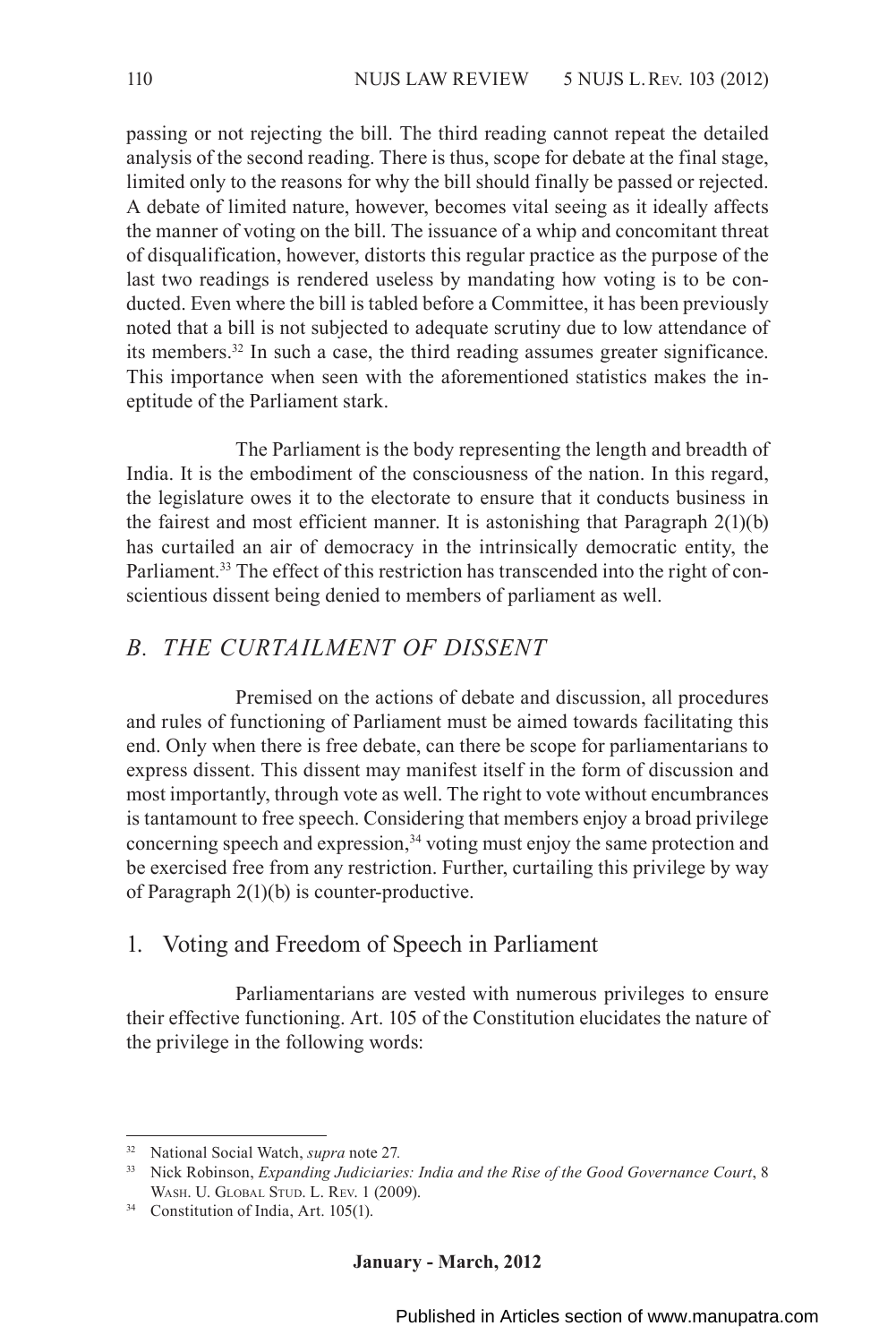passing or not rejecting the bill. The third reading cannot repeat the detailed analysis of the second reading. There is thus, scope for debate at the final stage, limited only to the reasons for why the bill should finally be passed or rejected. A debate of limited nature, however, becomes vital seeing as it ideally affects the manner of voting on the bill. The issuance of a whip and concomitant threat of disqualification, however, distorts this regular practice as the purpose of the last two readings is rendered useless by mandating how voting is to be conducted. Even where the bill is tabled before a Committee, it has been previously noted that a bill is not subjected to adequate scrutiny due to low attendance of its members.[32] In such a case, the third reading assumes greater significance. This importance when seen with the aforementioned statistics makes the ineptitude of the Parliament stark.

The Parliament is the body representing the length and breadth of India. It is the embodiment of the consciousness of the nation. In this regard, the legislature owes it to the electorate to ensure that it conducts business in the fairest and most efficient manner. It is astonishing that Paragraph 2(1)(b) has curtailed an air of democracy in the intrinsically democratic entity, the Parliament.[33] The effect of this restriction has transcended into the right of conscientious dissent being denied to members of parliament as well.

## *B. THE CURTAILMENT OF DISSENT*

Premised on the actions of debate and discussion, all procedures and rules of functioning of Parliament must be aimed towards facilitating this end. Only when there is free debate, can there be scope for parliamentarians to express dissent. This dissent may manifest itself in the form of discussion and most importantly, through vote as well. The right to vote without encumbrances is tantamount to free speech. Considering that members enjoy a broad privilege concerning speech and expression,[34] voting must enjoy the same protection and be exercised free from any restriction. Further, curtailing this privilege by way of Paragraph 2(1)(b) is counter-productive.

### 1. Voting and Freedom of Speech in Parliament

Parliamentarians are vested with numerous privileges to ensure their effective functioning. Art. 105 of the Constitution elucidates the nature of the privilege in the following words:

---

[32] National Social Watch, *supra* note 27.

[33] Nick Robinson, *Expanding Judiciaries: India and the Rise of the Good Governance Court*, 8 Wash. U. Global Stud. L. Rev. 1 (2009).

[34] Constitution of India, Art. 105(1).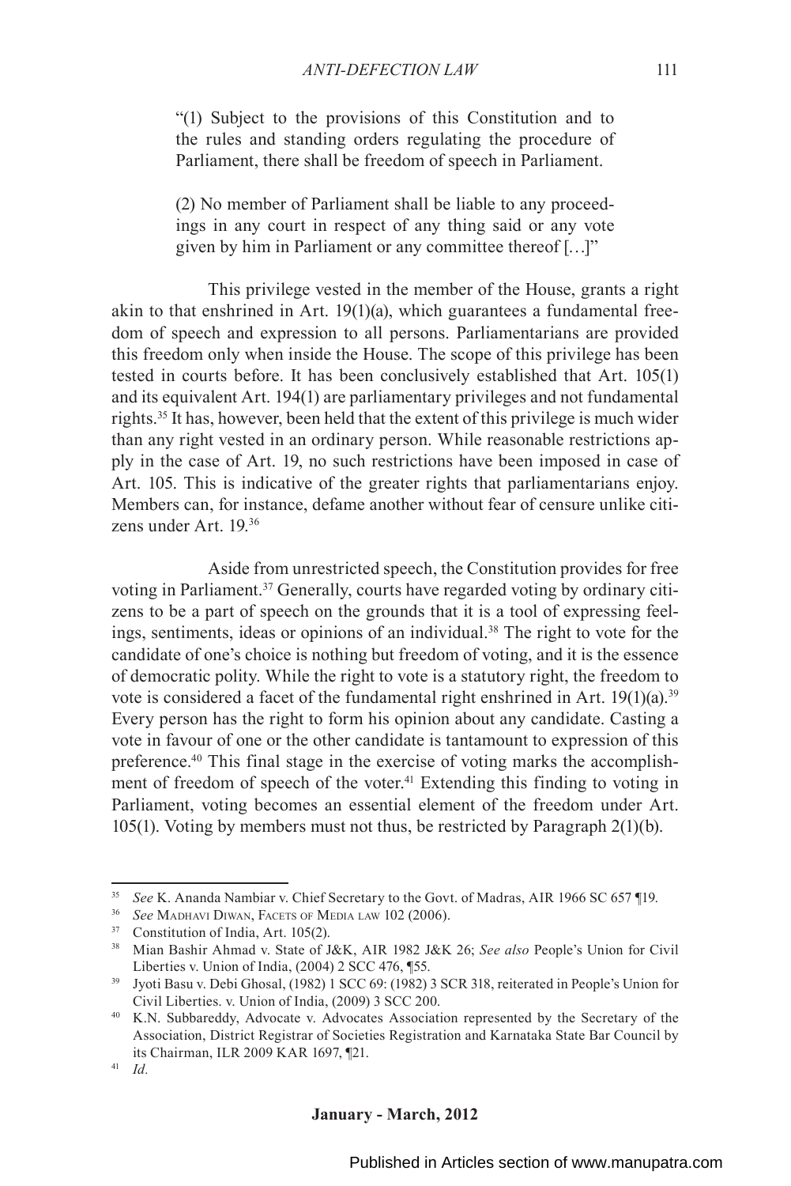> "(1) Subject to the provisions of this Constitution and to the rules and standing orders regulating the procedure of Parliament, there shall be freedom of speech in Parliament.
>
> (2) No member of Parliament shall be liable to any proceedings in any court in respect of any thing said or any vote given by him in Parliament or any committee thereof […]"

This privilege vested in the member of the House, grants a right akin to that enshrined in Art. 19(1)(a), which guarantees a fundamental freedom of speech and expression to all persons. Parliamentarians are provided this freedom only when inside the House. The scope of this privilege has been tested in courts before. It has been conclusively established that Art. 105(1) and its equivalent Art. 194(1) are parliamentary privileges and not fundamental rights.[35] It has, however, been held that the extent of this privilege is much wider than any right vested in an ordinary person. While reasonable restrictions apply in the case of Art. 19, no such restrictions have been imposed in case of Art. 105. This is indicative of the greater rights that parliamentarians enjoy. Members can, for instance, defame another without fear of censure unlike citizens under Art. 19.[36]

Aside from unrestricted speech, the Constitution provides for free voting in Parliament.[37] Generally, courts have regarded voting by ordinary citizens to be a part of speech on the grounds that it is a tool of expressing feelings, sentiments, ideas or opinions of an individual.[38] The right to vote for the candidate of one's choice is nothing but freedom of voting, and it is the essence of democratic polity. While the right to vote is a statutory right, the freedom to vote is considered a facet of the fundamental right enshrined in Art. 19(1)(a).[39] Every person has the right to form his opinion about any candidate. Casting a vote in favour of one or the other candidate is tantamount to expression of this preference.[40] This final stage in the exercise of voting marks the accomplishment of freedom of speech of the voter.[41] Extending this finding to voting in Parliament, voting becomes an essential element of the freedom under Art. 105(1). Voting by members must not thus, be restricted by Paragraph 2(1)(b).

---

[35] *See* K. Ananda Nambiar v. Chief Secretary to the Govt. of Madras, AIR 1966 SC 657 ¶19.

[36] *See* Madhavi Diwan, Facets of Media law 102 (2006).

[37] Constitution of India, Art. 105(2).

[38] Mian Bashir Ahmad v. State of J&K, AIR 1982 J&K 26; *See also* People's Union for Civil Liberties v. Union of India, (2004) 2 SCC 476, ¶55.

[39] Jyoti Basu v. Debi Ghosal, (1982) 1 SCC 69: (1982) 3 SCR 318, reiterated in People's Union for Civil Liberties. v. Union of India, (2009) 3 SCC 200.

[40] K.N. Subbareddy, Advocate v. Advocates Association represented by the Secretary of the Association, District Registrar of Societies Registration and Karnataka State Bar Council by its Chairman, ILR 2009 KAR 1697, ¶21.

[41] *Id*.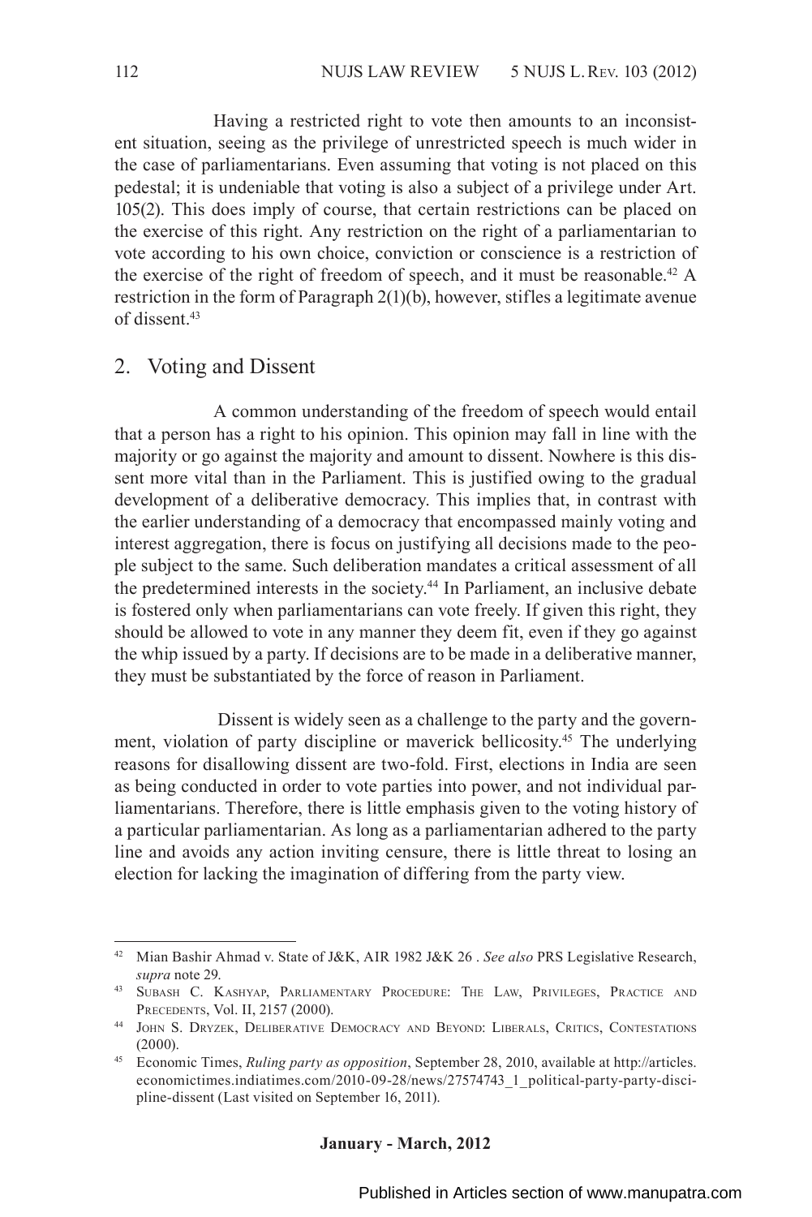Having a restricted right to vote then amounts to an inconsistent situation, seeing as the privilege of unrestricted speech is much wider in the case of parliamentarians. Even assuming that voting is not placed on this pedestal; it is undeniable that voting is also a subject of a privilege under Art. 105(2). This does imply of course, that certain restrictions can be placed on the exercise of this right. Any restriction on the right of a parliamentarian to vote according to his own choice, conviction or conscience is a restriction of the exercise of the right of freedom of speech, and it must be reasonable.[42] A restriction in the form of Paragraph 2(1)(b), however, stifles a legitimate avenue of dissent.[43]

## 2. Voting and Dissent

A common understanding of the freedom of speech would entail that a person has a right to his opinion. This opinion may fall in line with the majority or go against the majority and amount to dissent. Nowhere is this dissent more vital than in the Parliament. This is justified owing to the gradual development of a deliberative democracy. This implies that, in contrast with the earlier understanding of a democracy that encompassed mainly voting and interest aggregation, there is focus on justifying all decisions made to the people subject to the same. Such deliberation mandates a critical assessment of all the predetermined interests in the society.[44] In Parliament, an inclusive debate is fostered only when parliamentarians can vote freely. If given this right, they should be allowed to vote in any manner they deem fit, even if they go against the whip issued by a party. If decisions are to be made in a deliberative manner, they must be substantiated by the force of reason in Parliament.

Dissent is widely seen as a challenge to the party and the government, violation of party discipline or maverick bellicosity.[45] The underlying reasons for disallowing dissent are two-fold. First, elections in India are seen as being conducted in order to vote parties into power, and not individual parliamentarians. Therefore, there is little emphasis given to the voting history of a particular parliamentarian. As long as a parliamentarian adhered to the party line and avoids any action inviting censure, there is little threat to losing an election for lacking the imagination of differing from the party view.

---

[42] Mian Bashir Ahmad v. State of J&K, AIR 1982 J&K 26 . *See also* PRS Legislative Research, *supra* note 29.

[43] Subash C. Kashyap, Parliamentary Procedure: The Law, Privileges, Practice and Precedents, Vol. II, 2157 (2000).

[44] John S. Dryzek, Deliberative Democracy and Beyond: Liberals, Critics, Contestations (2000).

[45] Economic Times, *Ruling party as opposition*, September 28, 2010, available at http://articles.economictimes.indiatimes.com/2010-09-28/news/27574743_1_political-party-party-discipline-dissent (Last visited on September 16, 2011).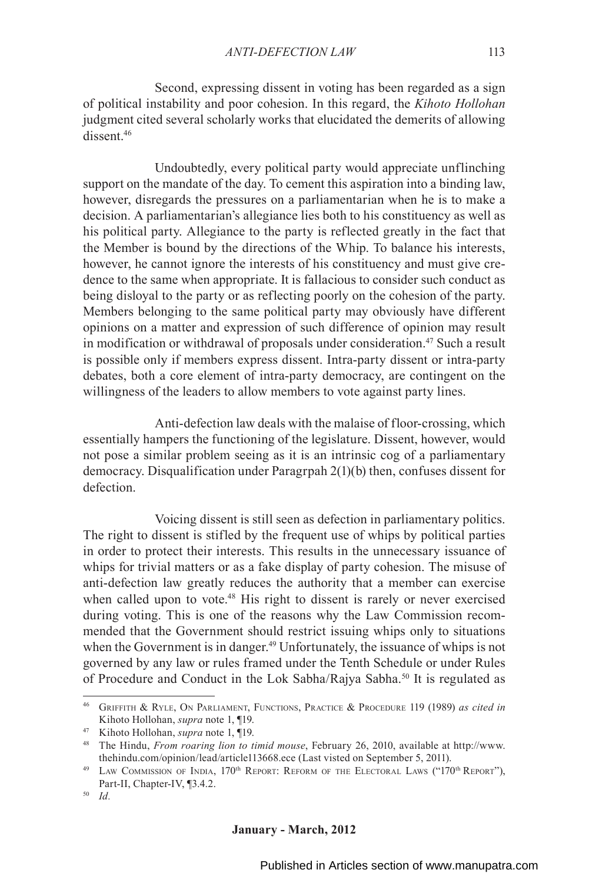Second, expressing dissent in voting has been regarded as a sign of political instability and poor cohesion. In this regard, the *Kihoto Hollohan* judgment cited several scholarly works that elucidated the demerits of allowing dissent.[46]

Undoubtedly, every political party would appreciate unflinching support on the mandate of the day. To cement this aspiration into a binding law, however, disregards the pressures on a parliamentarian when he is to make a decision. A parliamentarian's allegiance lies both to his constituency as well as his political party. Allegiance to the party is reflected greatly in the fact that the Member is bound by the directions of the Whip. To balance his interests, however, he cannot ignore the interests of his constituency and must give credence to the same when appropriate. It is fallacious to consider such conduct as being disloyal to the party or as reflecting poorly on the cohesion of the party. Members belonging to the same political party may obviously have different opinions on a matter and expression of such difference of opinion may result in modification or withdrawal of proposals under consideration.[47] Such a result is possible only if members express dissent. Intra-party dissent or intra-party debates, both a core element of intra-party democracy, are contingent on the willingness of the leaders to allow members to vote against party lines.

Anti-defection law deals with the malaise of floor-crossing, which essentially hampers the functioning of the legislature. Dissent, however, would not pose a similar problem seeing as it is an intrinsic cog of a parliamentary democracy. Disqualification under Paragrpah 2(1)(b) then, confuses dissent for defection.

Voicing dissent is still seen as defection in parliamentary politics. The right to dissent is stifled by the frequent use of whips by political parties in order to protect their interests. This results in the unnecessary issuance of whips for trivial matters or as a fake display of party cohesion. The misuse of anti-defection law greatly reduces the authority that a member can exercise when called upon to vote.[48] His right to dissent is rarely or never exercised during voting. This is one of the reasons why the Law Commission recommended that the Government should restrict issuing whips only to situations when the Government is in danger.[49] Unfortunately, the issuance of whips is not governed by any law or rules framed under the Tenth Schedule or under Rules of Procedure and Conduct in the Lok Sabha/Rajya Sabha.[50] It is regulated as

---

[46] Griffith & Ryle, On Parliament, Functions, Practice & Procedure 119 (1989) *as cited in* Kihoto Hollohan, *supra* note 1, ¶19.

[47] Kihoto Hollohan, *supra* note 1, ¶19.

[48] The Hindu, *From roaring lion to timid mouse*, February 26, 2010, available at http://www.thehindu.com/opinion/lead/article113668.ece (Last visted on September 5, 2011).

[49] Law Commission of India, 170th Report: Reform of the Electoral Laws ("170th Report"), Part-II, Chapter-IV, ¶3.4.2.

[50] *Id*.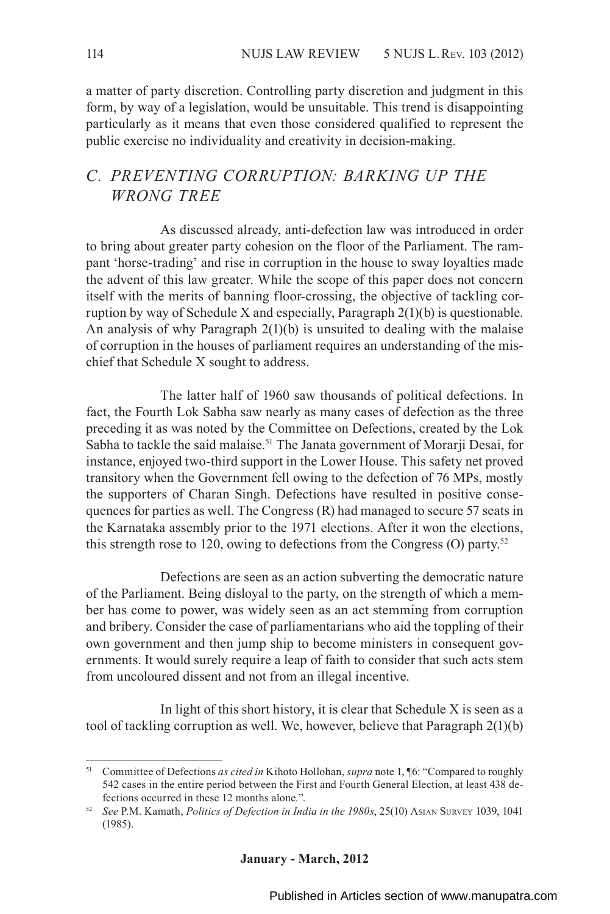a matter of party discretion. Controlling party discretion and judgment in this form, by way of a legislation, would be unsuitable. This trend is disappointing particularly as it means that even those considered qualified to represent the public exercise no individuality and creativity in decision-making.

## *C. PREVENTING CORRUPTION: BARKING UP THE WRONG TREE*

As discussed already, anti-defection law was introduced in order to bring about greater party cohesion on the floor of the Parliament. The rampant 'horse-trading' and rise in corruption in the house to sway loyalties made the advent of this law greater. While the scope of this paper does not concern itself with the merits of banning floor-crossing, the objective of tackling corruption by way of Schedule X and especially, Paragraph 2(1)(b) is questionable. An analysis of why Paragraph 2(1)(b) is unsuited to dealing with the malaise of corruption in the houses of parliament requires an understanding of the mischief that Schedule X sought to address.

The latter half of 1960 saw thousands of political defections. In fact, the Fourth Lok Sabha saw nearly as many cases of defection as the three preceding it as was noted by the Committee on Defections, created by the Lok Sabha to tackle the said malaise.[51] The Janata government of Morarji Desai, for instance, enjoyed two-third support in the Lower House. This safety net proved transitory when the Government fell owing to the defection of 76 MPs, mostly the supporters of Charan Singh. Defections have resulted in positive consequences for parties as well. The Congress (R) had managed to secure 57 seats in the Karnataka assembly prior to the 1971 elections. After it won the elections, this strength rose to 120, owing to defections from the Congress (O) party.[52]

Defections are seen as an action subverting the democratic nature of the Parliament. Being disloyal to the party, on the strength of which a member has come to power, was widely seen as an act stemming from corruption and bribery. Consider the case of parliamentarians who aid the toppling of their own government and then jump ship to become ministers in consequent governments. It would surely require a leap of faith to consider that such acts stem from uncoloured dissent and not from an illegal incentive.

In light of this short history, it is clear that Schedule X is seen as a tool of tackling corruption as well. We, however, believe that Paragraph 2(1)(b)

---

[51] Committee of Defections *as cited in* Kihoto Hollohan, *supra* note 1, ¶6: "Compared to roughly 542 cases in the entire period between the First and Fourth General Election, at least 438 defections occurred in these 12 months alone.".

[52] *See* P.M. Kamath, *Politics of Defection in India in the 1980s*, 25(10) Asian Survey 1039, 1041 (1985).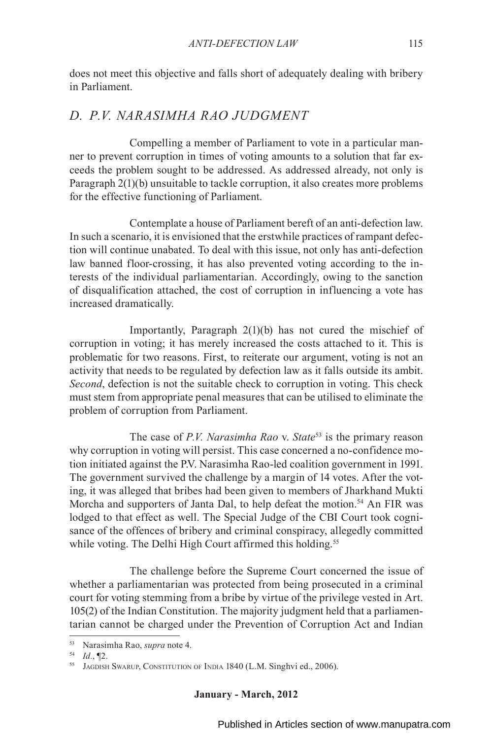does not meet this objective and falls short of adequately dealing with bribery in Parliament.

## *D. P.V. NARASIMHA RAO JUDGMENT*

Compelling a member of Parliament to vote in a particular manner to prevent corruption in times of voting amounts to a solution that far exceeds the problem sought to be addressed. As addressed already, not only is Paragraph 2(1)(b) unsuitable to tackle corruption, it also creates more problems for the effective functioning of Parliament.

Contemplate a house of Parliament bereft of an anti-defection law. In such a scenario, it is envisioned that the erstwhile practices of rampant defection will continue unabated. To deal with this issue, not only has anti-defection law banned floor-crossing, it has also prevented voting according to the interests of the individual parliamentarian. Accordingly, owing to the sanction of disqualification attached, the cost of corruption in influencing a vote has increased dramatically.

Importantly, Paragraph 2(1)(b) has not cured the mischief of corruption in voting; it has merely increased the costs attached to it. This is problematic for two reasons. First, to reiterate our argument, voting is not an activity that needs to be regulated by defection law as it falls outside its ambit. *Second*, defection is not the suitable check to corruption in voting. This check must stem from appropriate penal measures that can be utilised to eliminate the problem of corruption from Parliament.

The case of *P.V. Narasimha Rao* v. *State*[53] is the primary reason why corruption in voting will persist. This case concerned a no-confidence motion initiated against the P.V. Narasimha Rao-led coalition government in 1991. The government survived the challenge by a margin of 14 votes. After the voting, it was alleged that bribes had been given to members of Jharkhand Mukti Morcha and supporters of Janta Dal, to help defeat the motion.[54] An FIR was lodged to that effect as well. The Special Judge of the CBI Court took cognisance of the offences of bribery and criminal conspiracy, allegedly committed while voting. The Delhi High Court affirmed this holding.[55]

The challenge before the Supreme Court concerned the issue of whether a parliamentarian was protected from being prosecuted in a criminal court for voting stemming from a bribe by virtue of the privilege vested in Art. 105(2) of the Indian Constitution. The majority judgment held that a parliamentarian cannot be charged under the Prevention of Corruption Act and Indian

---

[53] Narasimha Rao, *supra* note 4.

[54] *Id*., ¶2.

[55] Jagdish Swarup, Constitution of India 1840 (L.M. Singhvi ed., 2006).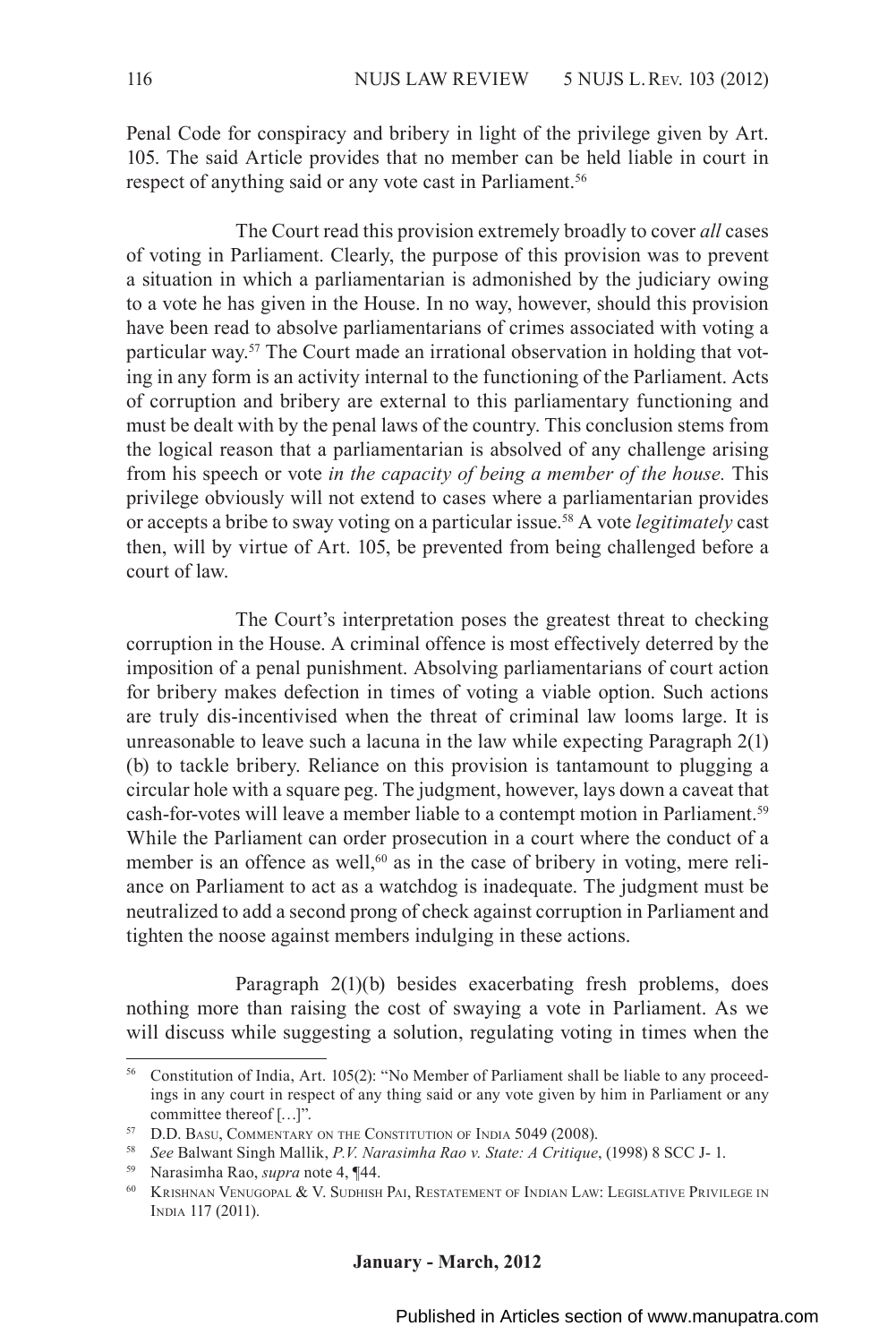Penal Code for conspiracy and bribery in light of the privilege given by Art. 105. The said Article provides that no member can be held liable in court in respect of anything said or any vote cast in Parliament.[56]

The Court read this provision extremely broadly to cover *all* cases of voting in Parliament. Clearly, the purpose of this provision was to prevent a situation in which a parliamentarian is admonished by the judiciary owing to a vote he has given in the House. In no way, however, should this provision have been read to absolve parliamentarians of crimes associated with voting a particular way.[57] The Court made an irrational observation in holding that voting in any form is an activity internal to the functioning of the Parliament. Acts of corruption and bribery are external to this parliamentary functioning and must be dealt with by the penal laws of the country. This conclusion stems from the logical reason that a parliamentarian is absolved of any challenge arising from his speech or vote *in the capacity of being a member of the house.* This privilege obviously will not extend to cases where a parliamentarian provides or accepts a bribe to sway voting on a particular issue.[58] A vote *legitimately* cast then, will by virtue of Art. 105, be prevented from being challenged before a court of law.

The Court's interpretation poses the greatest threat to checking corruption in the House. A criminal offence is most effectively deterred by the imposition of a penal punishment. Absolving parliamentarians of court action for bribery makes defection in times of voting a viable option. Such actions are truly dis-incentivised when the threat of criminal law looms large. It is unreasonable to leave such a lacuna in the law while expecting Paragraph 2(1)(b) to tackle bribery. Reliance on this provision is tantamount to plugging a circular hole with a square peg. The judgment, however, lays down a caveat that cash-for-votes will leave a member liable to a contempt motion in Parliament.[59] While the Parliament can order prosecution in a court where the conduct of a member is an offence as well,[60] as in the case of bribery in voting, mere reliance on Parliament to act as a watchdog is inadequate. The judgment must be neutralized to add a second prong of check against corruption in Parliament and tighten the noose against members indulging in these actions.

Paragraph 2(1)(b) besides exacerbating fresh problems, does nothing more than raising the cost of swaying a vote in Parliament. As we will discuss while suggesting a solution, regulating voting in times when the

---

[56] Constitution of India, Art. 105(2): "No Member of Parliament shall be liable to any proceedings in any court in respect of any thing said or any vote given by him in Parliament or any committee thereof […]".

[57] D.D. Basu, Commentary on the Constitution of India 5049 (2008).

[58] *See* Balwant Singh Mallik, *P.V. Narasimha Rao v. State: A Critique*, (1998) 8 SCC J- 1.

[59] Narasimha Rao, *supra* note 4, ¶44.

[60] Krishnan Venugopal & V. Sudhish Pai, Restatement of Indian Law: Legislative Privilege in India 117 (2011).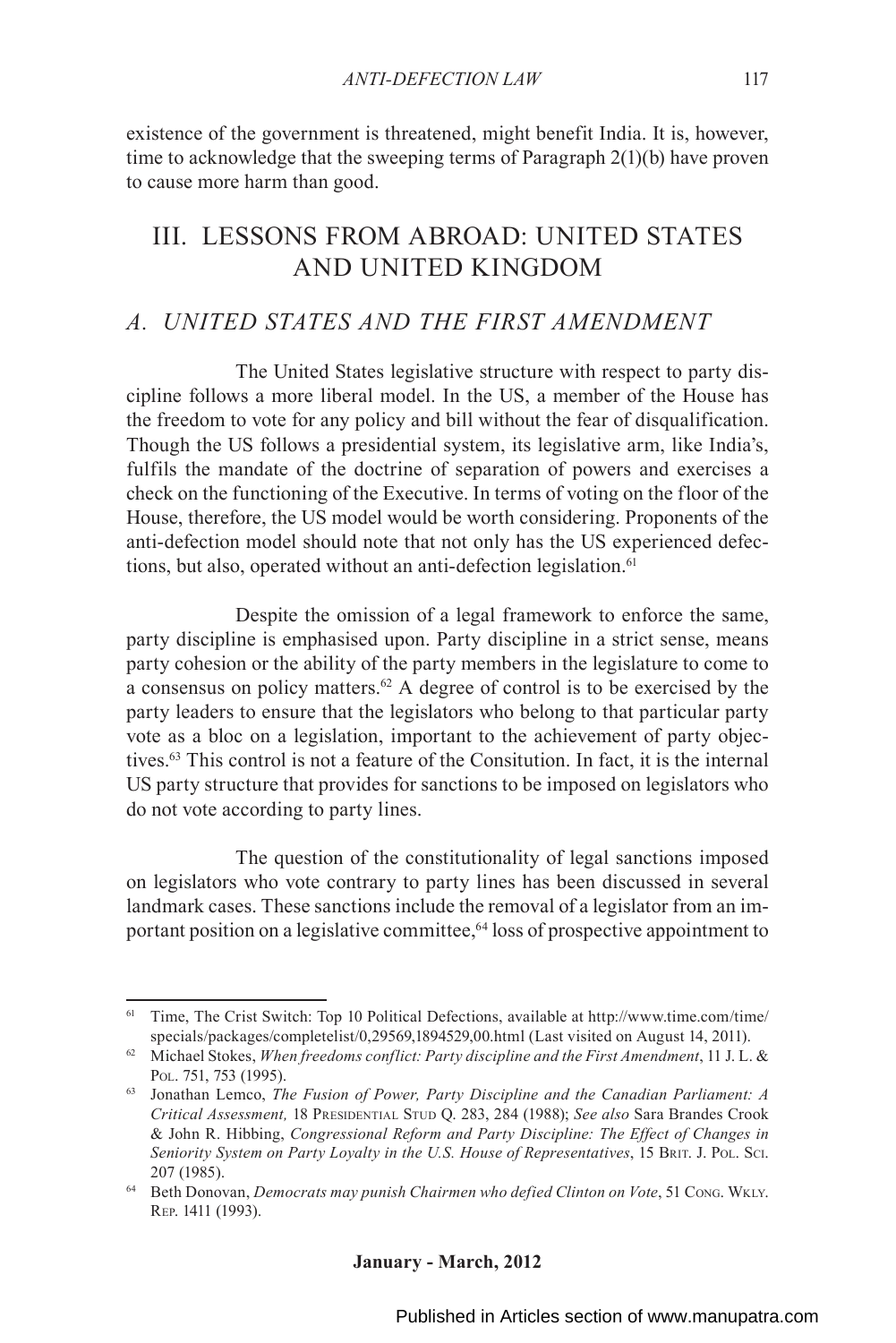existence of the government is threatened, might benefit India. It is, however, time to acknowledge that the sweeping terms of Paragraph 2(1)(b) have proven to cause more harm than good.

## III. LESSONS FROM ABROAD: UNITED STATES AND UNITED KINGDOM

### *A. UNITED STATES AND THE FIRST AMENDMENT*

The United States legislative structure with respect to party discipline follows a more liberal model. In the US, a member of the House has the freedom to vote for any policy and bill without the fear of disqualification. Though the US follows a presidential system, its legislative arm, like India's, fulfils the mandate of the doctrine of separation of powers and exercises a check on the functioning of the Executive. In terms of voting on the floor of the House, therefore, the US model would be worth considering. Proponents of the anti-defection model should note that not only has the US experienced defections, but also, operated without an anti-defection legislation.[61]

Despite the omission of a legal framework to enforce the same, party discipline is emphasised upon. Party discipline in a strict sense, means party cohesion or the ability of the party members in the legislature to come to a consensus on policy matters.[62] A degree of control is to be exercised by the party leaders to ensure that the legislators who belong to that particular party vote as a bloc on a legislation, important to the achievement of party objectives.[63] This control is not a feature of the Consitution. In fact, it is the internal US party structure that provides for sanctions to be imposed on legislators who do not vote according to party lines.

The question of the constitutionality of legal sanctions imposed on legislators who vote contrary to party lines has been discussed in several landmark cases. These sanctions include the removal of a legislator from an important position on a legislative committee,[64] loss of prospective appointment to

---

[61] Time, The Crist Switch: Top 10 Political Defections, available at http://www.time.com/time/specials/packages/completelist/0,29569,1894529,00.html (Last visited on August 14, 2011).

[62] Michael Stokes, *When freedoms conflict: Party discipline and the First Amendment*, 11 J. L. & Pol. 751, 753 (1995).

[63] Jonathan Lemco, *The Fusion of Power, Party Discipline and the Canadian Parliament: A Critical Assessment,* 18 Presidential Stud Q. 283, 284 (1988); *See also* Sara Brandes Crook & John R. Hibbing, *Congressional Reform and Party Discipline: The Effect of Changes in Seniority System on Party Loyalty in the U.S. House of Representatives*, 15 Brit. J. Pol. Sci. 207 (1985).

[64] Beth Donovan, *Democrats may punish Chairmen who defied Clinton on Vote*, 51 Cong. Wkly. Rep. 1411 (1993).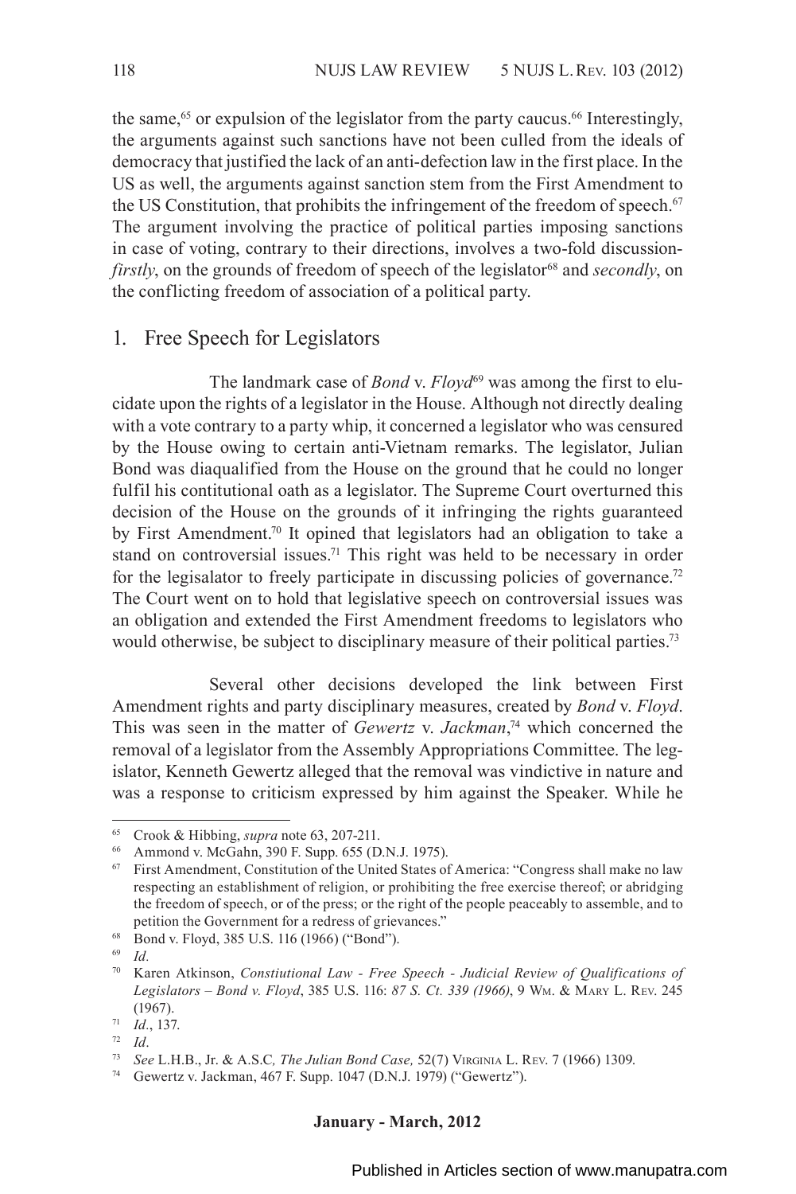the same,[65] or expulsion of the legislator from the party caucus.[66] Interestingly, the arguments against such sanctions have not been culled from the ideals of democracy that justified the lack of an anti-defection law in the first place. In the US as well, the arguments against sanction stem from the First Amendment to the US Constitution, that prohibits the infringement of the freedom of speech.[67] The argument involving the practice of political parties imposing sanctions in case of voting, contrary to their directions, involves a two-fold discussion- *firstly*, on the grounds of freedom of speech of the legislator[68] and *secondly*, on the conflicting freedom of association of a political party.

## 1. Free Speech for Legislators

The landmark case of *Bond* v. *Floyd*[69] was among the first to elucidate upon the rights of a legislator in the House. Although not directly dealing with a vote contrary to a party whip, it concerned a legislator who was censured by the House owing to certain anti-Vietnam remarks. The legislator, Julian Bond was diaqualified from the House on the ground that he could no longer fulfil his contitutional oath as a legislator. The Supreme Court overturned this decision of the House on the grounds of it infringing the rights guaranteed by First Amendment.[70] It opined that legislators had an obligation to take a stand on controversial issues.[71] This right was held to be necessary in order for the legisalator to freely participate in discussing policies of governance.[72] The Court went on to hold that legislative speech on controversial issues was an obligation and extended the First Amendment freedoms to legislators who would otherwise, be subject to disciplinary measure of their political parties.[73]

Several other decisions developed the link between First Amendment rights and party disciplinary measures, created by *Bond* v. *Floyd*. This was seen in the matter of *Gewertz* v. *Jackman*,[74] which concerned the removal of a legislator from the Assembly Appropriations Committee. The legislator, Kenneth Gewertz alleged that the removal was vindictive in nature and was a response to criticism expressed by him against the Speaker. While he

---

[65] Crook & Hibbing, *supra* note 63, 207-211.

[66] Ammond v. McGahn, 390 F. Supp. 655 (D.N.J. 1975).

[67] First Amendment, Constitution of the United States of America: "Congress shall make no law respecting an establishment of religion, or prohibiting the free exercise thereof; or abridging the freedom of speech, or of the press; or the right of the people peaceably to assemble, and to petition the Government for a redress of grievances."

[68] Bond v. Floyd, 385 U.S. 116 (1966) ("Bond").

[69] *Id.*

[70] Karen Atkinson, *Constiutional Law - Free Speech - Judicial Review of Qualifications of Legislators – Bond v. Floyd*, 385 U.S. 116: *87 S. Ct. 339 (1966)*, 9 Wm. & Mary L. Rev. 245 (1967).

[71] *Id.*, 137.

[72] *Id*.

[73] *See* L.H.B., Jr. & A.S.C*, The Julian Bond Case,* 52(7) Virginia L. Rev. 7 (1966) 1309.

[74] Gewertz v. Jackman, 467 F. Supp. 1047 (D.N.J. 1979) ("Gewertz").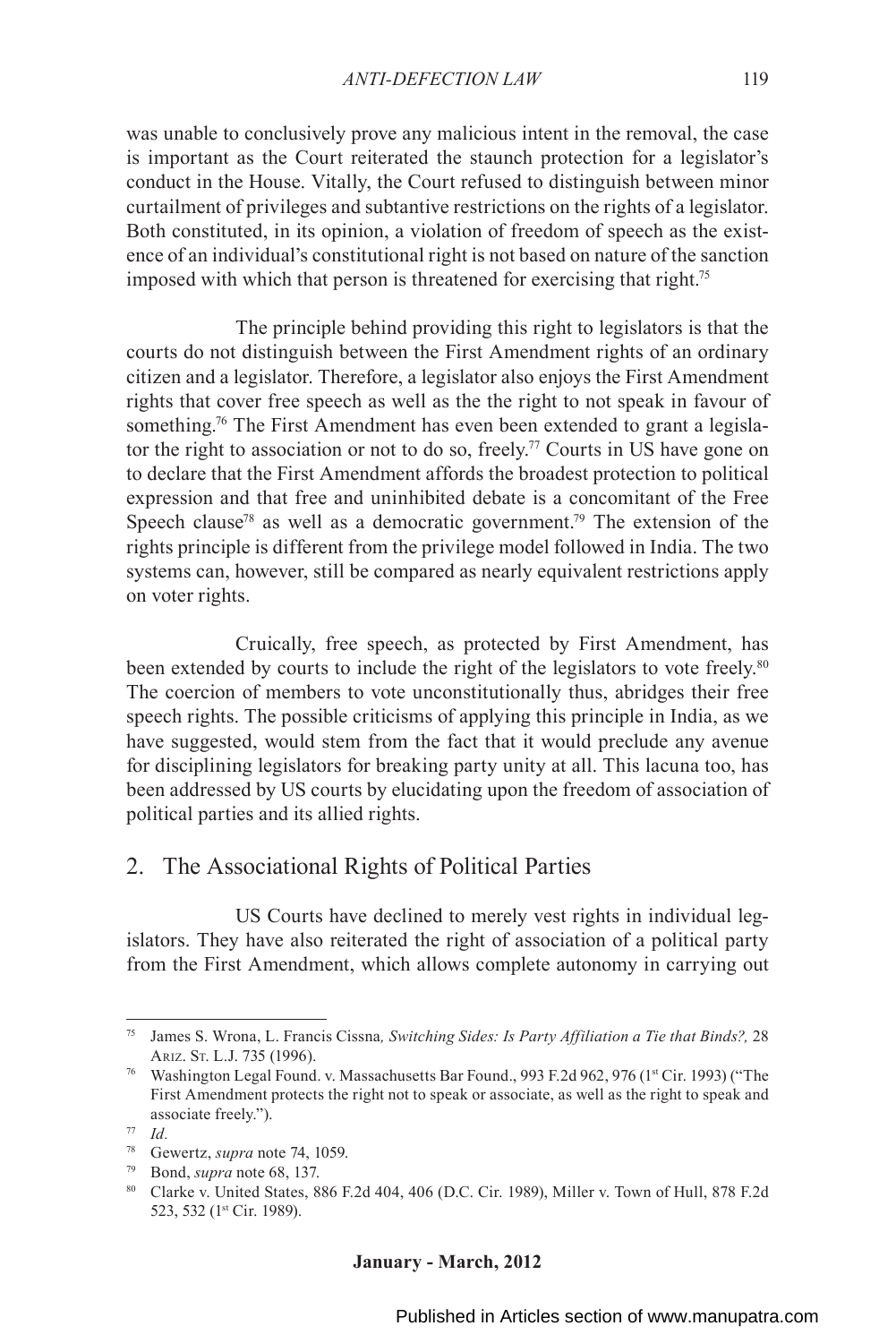was unable to conclusively prove any malicious intent in the removal, the case is important as the Court reiterated the staunch protection for a legislator's conduct in the House. Vitally, the Court refused to distinguish between minor curtailment of privileges and subtantive restrictions on the rights of a legislator. Both constituted, in its opinion, a violation of freedom of speech as the existence of an individual's constitutional right is not based on nature of the sanction imposed with which that person is threatened for exercising that right.[75]

The principle behind providing this right to legislators is that the courts do not distinguish between the First Amendment rights of an ordinary citizen and a legislator. Therefore, a legislator also enjoys the First Amendment rights that cover free speech as well as the the right to not speak in favour of something.[76] The First Amendment has even been extended to grant a legislator the right to association or not to do so, freely.[77] Courts in US have gone on to declare that the First Amendment affords the broadest protection to political expression and that free and uninhibited debate is a concomitant of the Free Speech clause[78] as well as a democratic government.[79] The extension of the rights principle is different from the privilege model followed in India. The two systems can, however, still be compared as nearly equivalent restrictions apply on voter rights.

Cruically, free speech, as protected by First Amendment, has been extended by courts to include the right of the legislators to vote freely.[80] The coercion of members to vote unconstitutionally thus, abridges their free speech rights. The possible criticisms of applying this principle in India, as we have suggested, would stem from the fact that it would preclude any avenue for disciplining legislators for breaking party unity at all. This lacuna too, has been addressed by US courts by elucidating upon the freedom of association of political parties and its allied rights.

## 2. The Associational Rights of Political Parties

US Courts have declined to merely vest rights in individual legislators. They have also reiterated the right of association of a political party from the First Amendment, which allows complete autonomy in carrying out

---

[75] James S. Wrona, L. Francis Cissna*, Switching Sides: Is Party Affiliation a Tie that Binds?,* 28 Ariz. St. L.J. 735 (1996).

[76] Washington Legal Found. v. Massachusetts Bar Found., 993 F.2d 962, 976 (1st Cir. 1993) ("The First Amendment protects the right not to speak or associate, as well as the right to speak and associate freely.").

[77] *Id*.

[78] Gewertz, *supra* note 74, 1059.

[79] Bond, *supra* note 68, 137.

[80] Clarke v. United States, 886 F.2d 404, 406 (D.C. Cir. 1989), Miller v. Town of Hull, 878 F.2d 523, 532 (1st Cir. 1989).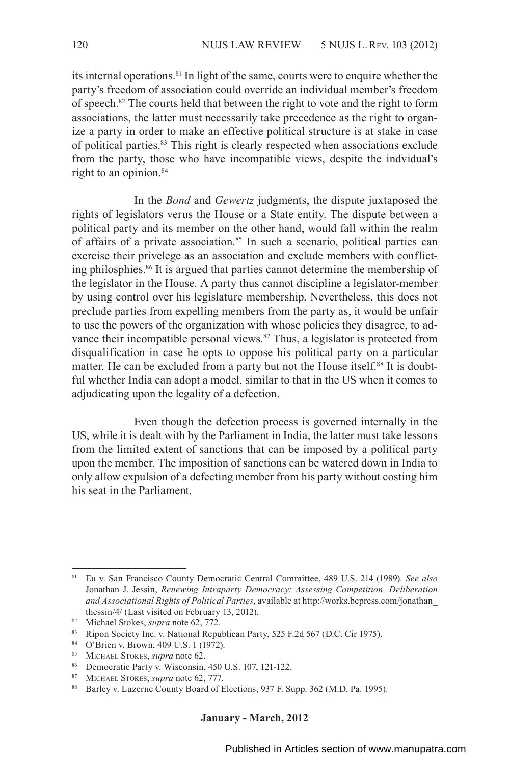its internal operations.[81] In light of the same, courts were to enquire whether the party's freedom of association could override an individual member's freedom of speech.[82] The courts held that between the right to vote and the right to form associations, the latter must necessarily take precedence as the right to organize a party in order to make an effective political structure is at stake in case of political parties.[83] This right is clearly respected when associations exclude from the party, those who have incompatible views, despite the indvidual's right to an opinion.[84]

In the *Bond* and *Gewertz* judgments, the dispute juxtaposed the rights of legislators verus the House or a State entity. The dispute between a political party and its member on the other hand, would fall within the realm of affairs of a private association.[85] In such a scenario, political parties can exercise their privelege as an association and exclude members with conflicting philosphies.[86] It is argued that parties cannot determine the membership of the legislator in the House. A party thus cannot discipline a legislator-member by using control over his legislature membership. Nevertheless, this does not preclude parties from expelling members from the party as, it would be unfair to use the powers of the organization with whose policies they disagree, to advance their incompatible personal views.[87] Thus, a legislator is protected from disqualification in case he opts to oppose his political party on a particular matter. He can be excluded from a party but not the House itself.[88] It is doubtful whether India can adopt a model, similar to that in the US when it comes to adjudicating upon the legality of a defection.

Even though the defection process is governed internally in the US, while it is dealt with by the Parliament in India, the latter must take lessons from the limited extent of sanctions that can be imposed by a political party upon the member. The imposition of sanctions can be watered down in India to only allow expulsion of a defecting member from his party without costing him his seat in the Parliament.

---

[81] Eu v. San Francisco County Democratic Central Committee, 489 U.S. 214 (1989). *See also* Jonathan J. Jessin, *Renewing Intraparty Democracy: Assessing Competition, Deliberation and Associational Rights of Political Parties*, available at http://works.bepress.com/jonathan_thessin/4/ (Last visited on February 13, 2012).

[82] Michael Stokes, *supra* note 62, 772.

[83] Ripon Society Inc. v. National Republican Party, 525 F.2d 567 (D.C. Cir 1975).

[84] O'Brien v. Brown, 409 U.S. 1 (1972).

[85] Michael Stokes, *supra* note 62.

[86] Democratic Party v. Wisconsin, 450 U.S. 107, 121-122.

[87] Michael Stokes, *supra* note 62, 777.

[88] Barley v. Luzerne County Board of Elections, 937 F. Supp. 362 (M.D. Pa. 1995).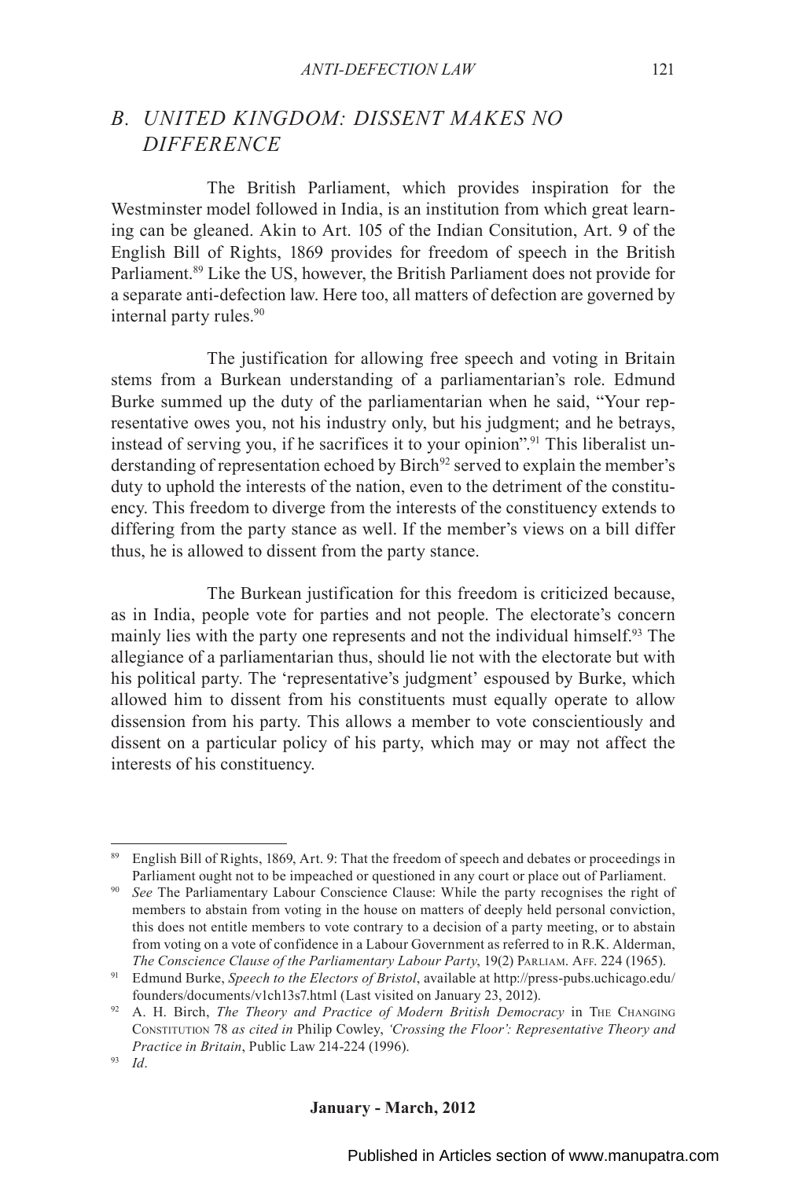## *B. UNITED KINGDOM: DISSENT MAKES NO DIFFERENCE*

The British Parliament, which provides inspiration for the Westminster model followed in India, is an institution from which great learning can be gleaned. Akin to Art. 105 of the Indian Consitution, Art. 9 of the English Bill of Rights, 1869 provides for freedom of speech in the British Parliament.[89] Like the US, however, the British Parliament does not provide for a separate anti-defection law. Here too, all matters of defection are governed by internal party rules.[90]

The justification for allowing free speech and voting in Britain stems from a Burkean understanding of a parliamentarian's role. Edmund Burke summed up the duty of the parliamentarian when he said, "Your representative owes you, not his industry only, but his judgment; and he betrays, instead of serving you, if he sacrifices it to your opinion".[91] This liberalist understanding of representation echoed by Birch[92] served to explain the member's duty to uphold the interests of the nation, even to the detriment of the constituency. This freedom to diverge from the interests of the constituency extends to differing from the party stance as well. If the member's views on a bill differ thus, he is allowed to dissent from the party stance.

The Burkean justification for this freedom is criticized because, as in India, people vote for parties and not people. The electorate's concern mainly lies with the party one represents and not the individual himself.[93] The allegiance of a parliamentarian thus, should lie not with the electorate but with his political party. The 'representative's judgment' espoused by Burke, which allowed him to dissent from his constituents must equally operate to allow dissension from his party. This allows a member to vote conscientiously and dissent on a particular policy of his party, which may or may not affect the interests of his constituency.

---

[89] English Bill of Rights, 1869, Art. 9: That the freedom of speech and debates or proceedings in Parliament ought not to be impeached or questioned in any court or place out of Parliament.

[90] *See* The Parliamentary Labour Conscience Clause: While the party recognises the right of members to abstain from voting in the house on matters of deeply held personal conviction, this does not entitle members to vote contrary to a decision of a party meeting, or to abstain from voting on a vote of confidence in a Labour Government as referred to in R.K. Alderman, *The Conscience Clause of the Parliamentary Labour Party*, 19(2) Parliam. Aff. 224 (1965).

[91] Edmund Burke, *Speech to the Electors of Bristol*, available at http://press-pubs.uchicago.edu/founders/documents/v1ch13s7.html (Last visited on January 23, 2012).

[92] A. H. Birch, *The Theory and Practice of Modern British Democracy* in The Changing Constitution 78 *as cited in* Philip Cowley, *'Crossing the Floor': Representative Theory and Practice in Britain*, Public Law 214-224 (1996).

[93] *Id*.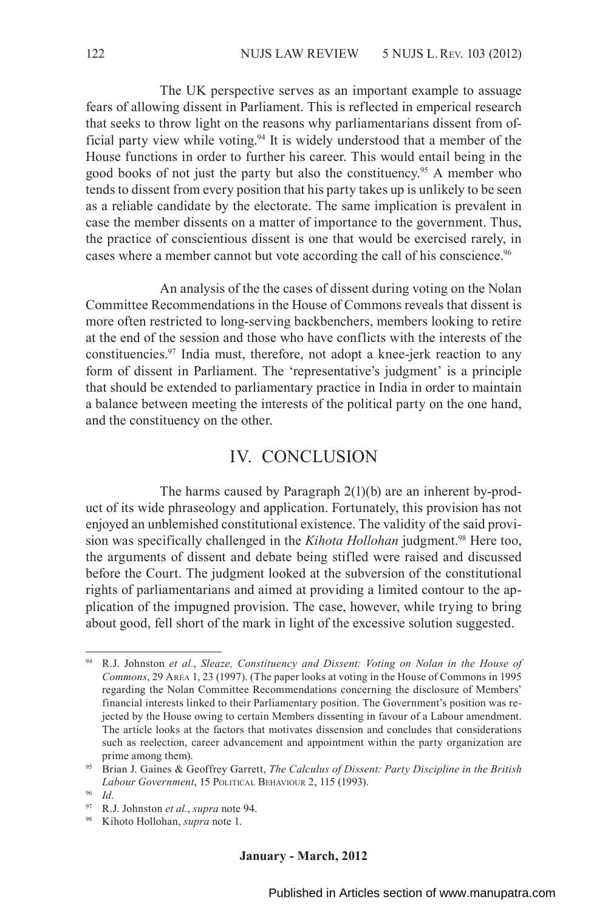The UK perspective serves as an important example to assuage fears of allowing dissent in Parliament. This is reflected in emperical research that seeks to throw light on the reasons why parliamentarians dissent from official party view while voting.[94] It is widely understood that a member of the House functions in order to further his career. This would entail being in the good books of not just the party but also the constituency.[95] A member who tends to dissent from every position that his party takes up is unlikely to be seen as a reliable candidate by the electorate. The same implication is prevalent in case the member dissents on a matter of importance to the government. Thus, the practice of conscientious dissent is one that would be exercised rarely, in cases where a member cannot but vote according the call of his conscience.[96]

An analysis of the the cases of dissent during voting on the Nolan Committee Recommendations in the House of Commons reveals that dissent is more often restricted to long-serving backbenchers, members looking to retire at the end of the session and those who have conflicts with the interests of the constituencies.[97] India must, therefore, not adopt a knee-jerk reaction to any form of dissent in Parliament. The 'representative's judgment' is a principle that should be extended to parliamentary practice in India in order to maintain a balance between meeting the interests of the political party on the one hand, and the constituency on the other.

## IV. CONCLUSION

The harms caused by Paragraph 2(1)(b) are an inherent by-product of its wide phraseology and application. Fortunately, this provision has not enjoyed an unblemished constitutional existence. The validity of the said provision was specifically challenged in the *Kihota Hollohan* judgment.[98] Here too, the arguments of dissent and debate being stifled were raised and discussed before the Court. The judgment looked at the subversion of the constitutional rights of parliamentarians and aimed at providing a limited contour to the application of the impugned provision. The case, however, while trying to bring about good, fell short of the mark in light of the excessive solution suggested.

---

[94] R.J. Johnston *et al.*, *Sleaze, Constituency and Dissent: Voting on Nolan in the House of Commons*, 29 Area 1, 23 (1997). (The paper looks at voting in the House of Commons in 1995 regarding the Nolan Committee Recommendations concerning the disclosure of Members' financial interests linked to their Parliamentary position. The Government's position was rejected by the House owing to certain Members dissenting in favour of a Labour amendment. The article looks at the factors that motivates dissension and concludes that considerations such as reelection, career advancement and appointment within the party organization are prime among them).

[95] Brian J. Gaines & Geoffrey Garrett, *The Calculus of Dissent: Party Discipline in the British Labour Government*, 15 Political Behaviour 2, 115 (1993).

[96] *Id*.

[97] R.J. Johnston *et al.*, *supra* note 94.

[98] Kihoto Hollohan, *supra* note 1.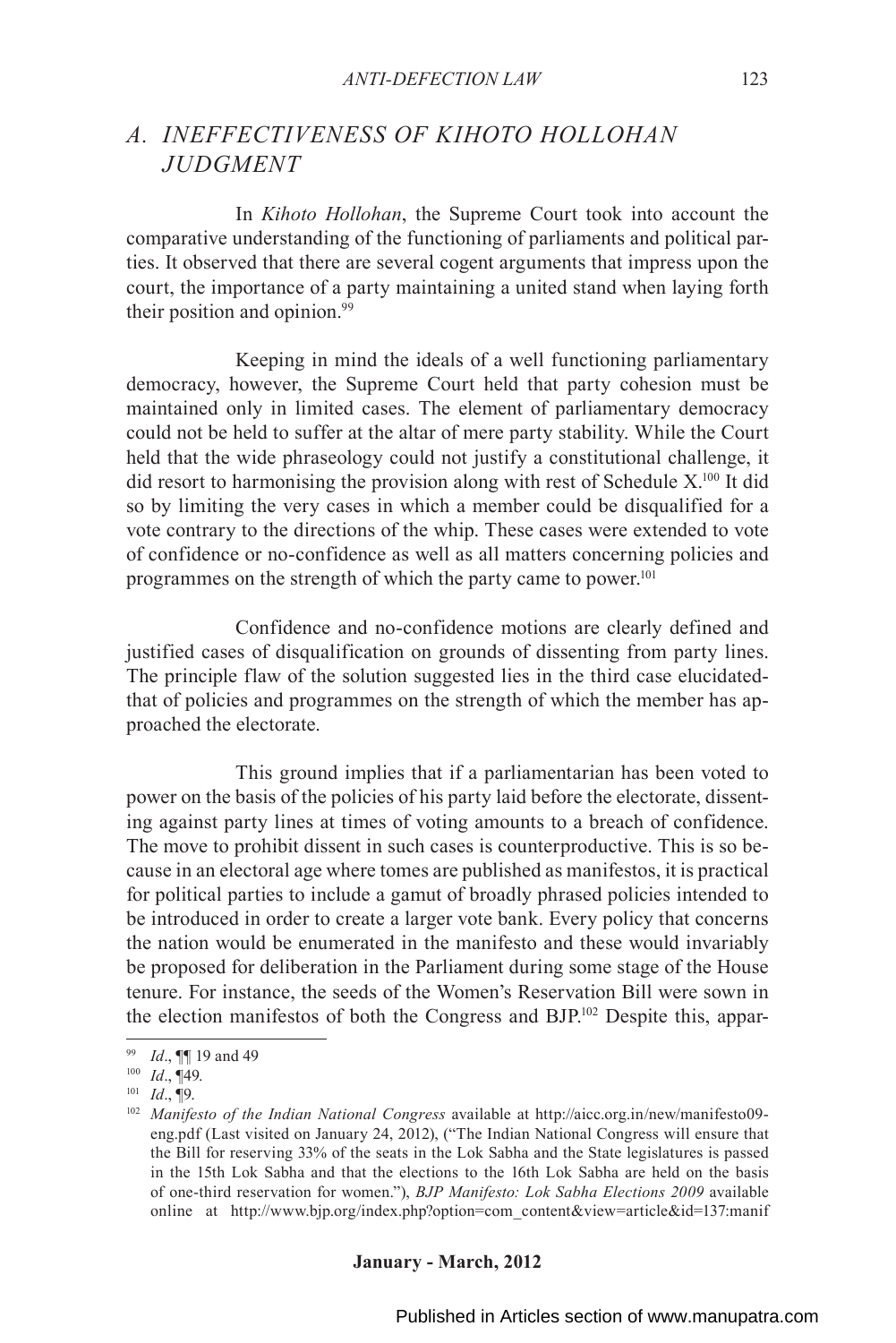## *A. INEFFECTIVENESS OF KIHOTO HOLLOHAN JUDGMENT*

In *Kihoto Hollohan*, the Supreme Court took into account the comparative understanding of the functioning of parliaments and political parties. It observed that there are several cogent arguments that impress upon the court, the importance of a party maintaining a united stand when laying forth their position and opinion.[99]

Keeping in mind the ideals of a well functioning parliamentary democracy, however, the Supreme Court held that party cohesion must be maintained only in limited cases. The element of parliamentary democracy could not be held to suffer at the altar of mere party stability. While the Court held that the wide phraseology could not justify a constitutional challenge, it did resort to harmonising the provision along with rest of Schedule X.[100] It did so by limiting the very cases in which a member could be disqualified for a vote contrary to the directions of the whip. These cases were extended to vote of confidence or no-confidence as well as all matters concerning policies and programmes on the strength of which the party came to power.[101]

Confidence and no-confidence motions are clearly defined and justified cases of disqualification on grounds of dissenting from party lines. The principle flaw of the solution suggested lies in the third case elucidated-that of policies and programmes on the strength of which the member has approached the electorate.

This ground implies that if a parliamentarian has been voted to power on the basis of the policies of his party laid before the electorate, dissenting against party lines at times of voting amounts to a breach of confidence. The move to prohibit dissent in such cases is counterproductive. This is so because in an electoral age where tomes are published as manifestos, it is practical for political parties to include a gamut of broadly phrased policies intended to be introduced in order to create a larger vote bank. Every policy that concerns the nation would be enumerated in the manifesto and these would invariably be proposed for deliberation in the Parliament during some stage of the House tenure. For instance, the seeds of the Women's Reservation Bill were sown in the election manifestos of both the Congress and BJP.[102] Despite this, appar-

---

[99] *Id*., ¶¶ 19 and 49

[100] *Id*., ¶49.

[101] *Id*., ¶9.

[102] *Manifesto of the Indian National Congress* available at http://aicc.org.in/new/manifesto09-eng.pdf (Last visited on January 24, 2012), ("The Indian National Congress will ensure that the Bill for reserving 33% of the seats in the Lok Sabha and the State legislatures is passed in the 15th Lok Sabha and that the elections to the 16th Lok Sabha are held on the basis of one-third reservation for women."), *BJP Manifesto: Lok Sabha Elections 2009* available online at http://www.bjp.org/index.php?option=com_content&view=article&id=137:manif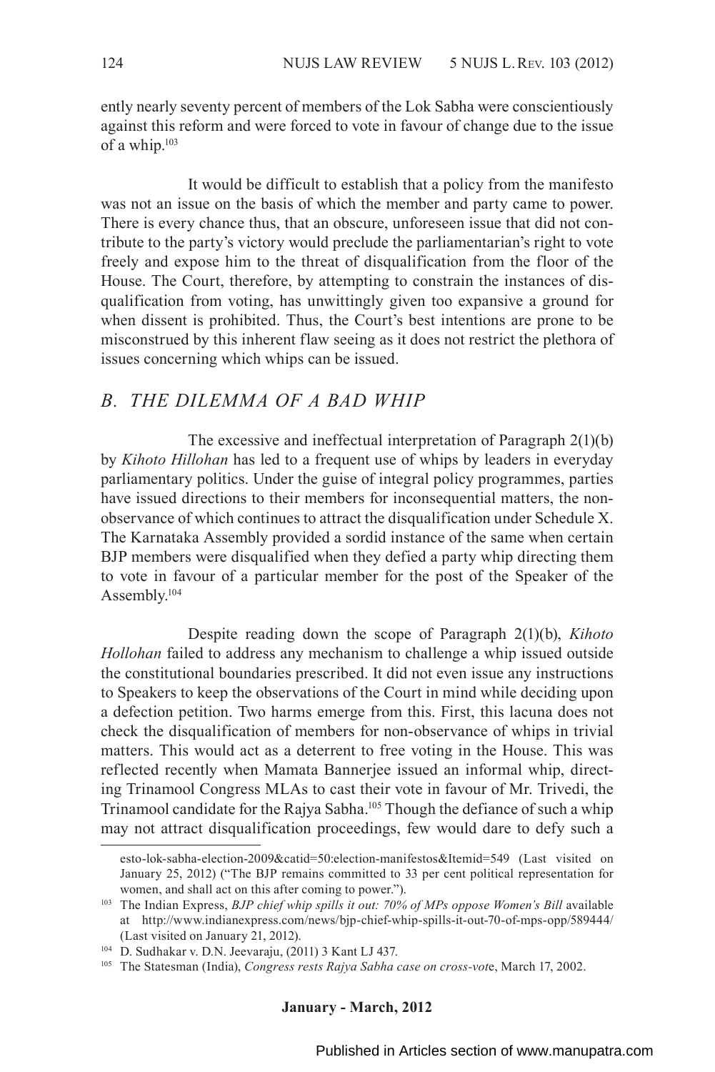ently nearly seventy percent of members of the Lok Sabha were conscientiously against this reform and were forced to vote in favour of change due to the issue of a whip.[103]

It would be difficult to establish that a policy from the manifesto was not an issue on the basis of which the member and party came to power. There is every chance thus, that an obscure, unforeseen issue that did not contribute to the party's victory would preclude the parliamentarian's right to vote freely and expose him to the threat of disqualification from the floor of the House. The Court, therefore, by attempting to constrain the instances of disqualification from voting, has unwittingly given too expansive a ground for when dissent is prohibited. Thus, the Court's best intentions are prone to be misconstrued by this inherent flaw seeing as it does not restrict the plethora of issues concerning which whips can be issued.

## *B. THE DILEMMA OF A BAD WHIP*

The excessive and ineffectual interpretation of Paragraph 2(1)(b) by *Kihoto Hillohan* has led to a frequent use of whips by leaders in everyday parliamentary politics. Under the guise of integral policy programmes, parties have issued directions to their members for inconsequential matters, the non-observance of which continues to attract the disqualification under Schedule X. The Karnataka Assembly provided a sordid instance of the same when certain BJP members were disqualified when they defied a party whip directing them to vote in favour of a particular member for the post of the Speaker of the Assembly.[104]

Despite reading down the scope of Paragraph 2(1)(b), *Kihoto Hollohan* failed to address any mechanism to challenge a whip issued outside the constitutional boundaries prescribed. It did not even issue any instructions to Speakers to keep the observations of the Court in mind while deciding upon a defection petition. Two harms emerge from this. First, this lacuna does not check the disqualification of members for non-observance of whips in trivial matters. This would act as a deterrent to free voting in the House. This was reflected recently when Mamata Bannerjee issued an informal whip, directing Trinamool Congress MLAs to cast their vote in favour of Mr. Trivedi, the Trinamool candidate for the Rajya Sabha.[105] Though the defiance of such a whip may not attract disqualification proceedings, few would dare to defy such a

---

esto-lok-sabha-election-2009&catid=50:election-manifestos&Itemid=549 (Last visited on January 25, 2012) ("The BJP remains committed to 33 per cent political representation for women, and shall act on this after coming to power.").

[103] The Indian Express, *BJP chief whip spills it out: 70% of MPs oppose Women's Bill* available at http://www.indianexpress.com/news/bjp-chief-whip-spills-it-out-70-of-mps-opp/589444/ (Last visited on January 21, 2012).

[104] D. Sudhakar v. D.N. Jeevaraju, (2011) 3 Kant LJ 437.

[105] The Statesman (India), *Congress rests Rajya Sabha case on cross-vot*e, March 17, 2002.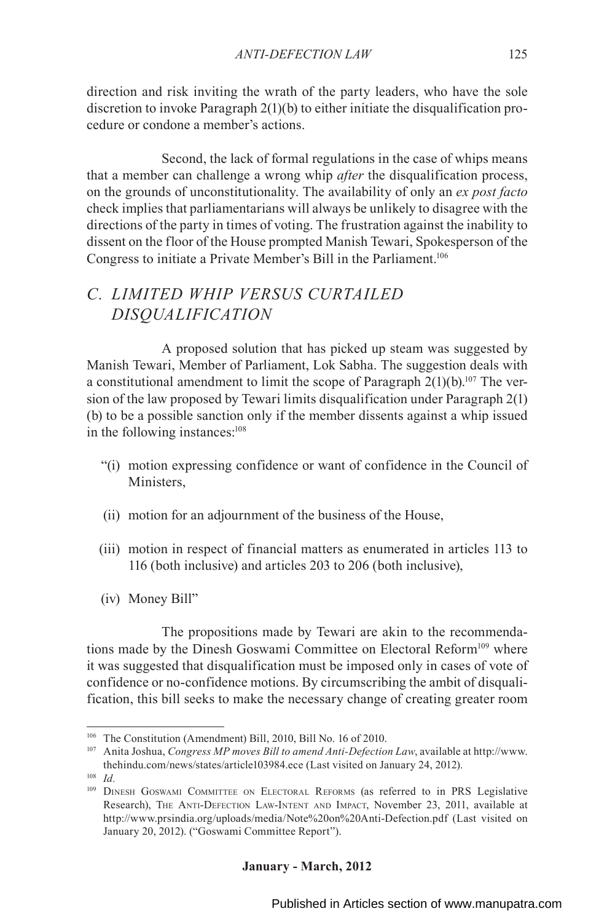direction and risk inviting the wrath of the party leaders, who have the sole discretion to invoke Paragraph 2(1)(b) to either initiate the disqualification procedure or condone a member's actions.

Second, the lack of formal regulations in the case of whips means that a member can challenge a wrong whip *after* the disqualification process, on the grounds of unconstitutionality. The availability of only an *ex post facto* check implies that parliamentarians will always be unlikely to disagree with the directions of the party in times of voting. The frustration against the inability to dissent on the floor of the House prompted Manish Tewari, Spokesperson of the Congress to initiate a Private Member's Bill in the Parliament.[106]

## C. LIMITED WHIP VERSUS CURTAILED DISQUALIFICATION

A proposed solution that has picked up steam was suggested by Manish Tewari, Member of Parliament, Lok Sabha. The suggestion deals with a constitutional amendment to limit the scope of Paragraph 2(1)(b).[107] The version of the law proposed by Tewari limits disqualification under Paragraph 2(1)(b) to be a possible sanction only if the member dissents against a whip issued in the following instances:[108]

"(i) motion expressing confidence or want of confidence in the Council of Ministers,

(ii) motion for an adjournment of the business of the House,

(iii) motion in respect of financial matters as enumerated in articles 113 to 116 (both inclusive) and articles 203 to 206 (both inclusive),

(iv) Money Bill"

The propositions made by Tewari are akin to the recommendations made by the Dinesh Goswami Committee on Electoral Reform[109] where it was suggested that disqualification must be imposed only in cases of vote of confidence or no-confidence motions. By circumscribing the ambit of disqualification, this bill seeks to make the necessary change of creating greater room

---

[106] The Constitution (Amendment) Bill, 2010, Bill No. 16 of 2010.

[107] Anita Joshua, *Congress MP moves Bill to amend Anti-Defection Law*, available at http://www.thehindu.com/news/states/article103984.ece (Last visited on January 24, 2012).

[108] *Id*.

[109] Dinesh Goswami Committee on Electoral Reforms (as referred to in PRS Legislative Research), The Anti-Defection Law-Intent and Impact, November 23, 2011, available at http://www.prsindia.org/uploads/media/Note%20on%20Anti-Defection.pdf (Last visited on January 20, 2012). ("Goswami Committee Report").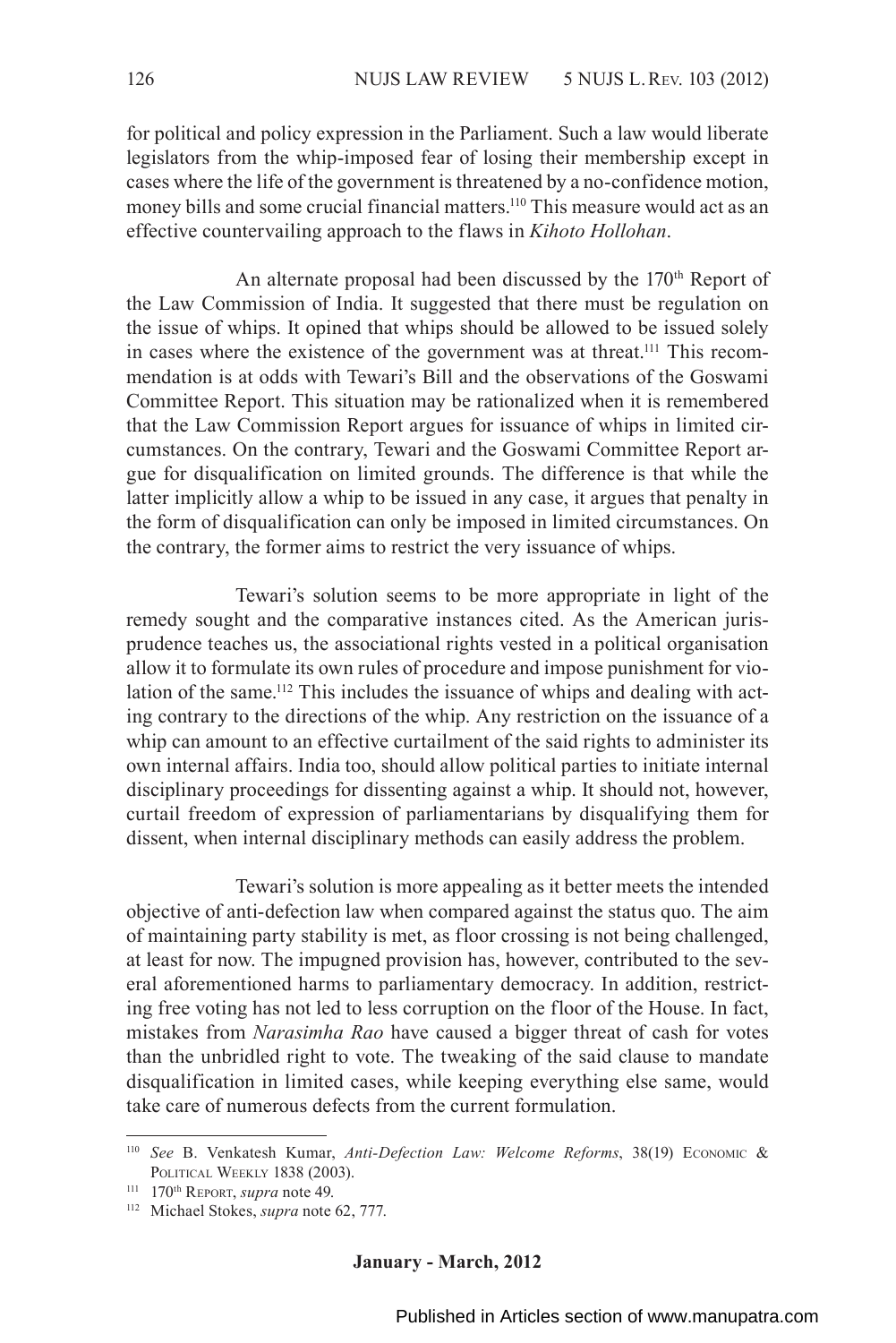for political and policy expression in the Parliament. Such a law would liberate legislators from the whip-imposed fear of losing their membership except in cases where the life of the government is threatened by a no-confidence motion, money bills and some crucial financial matters.[110] This measure would act as an effective countervailing approach to the flaws in *Kihoto Hollohan*.

An alternate proposal had been discussed by the 170th Report of the Law Commission of India. It suggested that there must be regulation on the issue of whips. It opined that whips should be allowed to be issued solely in cases where the existence of the government was at threat.[111] This recommendation is at odds with Tewari's Bill and the observations of the Goswami Committee Report. This situation may be rationalized when it is remembered that the Law Commission Report argues for issuance of whips in limited circumstances. On the contrary, Tewari and the Goswami Committee Report argue for disqualification on limited grounds. The difference is that while the latter implicitly allow a whip to be issued in any case, it argues that penalty in the form of disqualification can only be imposed in limited circumstances. On the contrary, the former aims to restrict the very issuance of whips.

Tewari's solution seems to be more appropriate in light of the remedy sought and the comparative instances cited. As the American jurisprudence teaches us, the associational rights vested in a political organisation allow it to formulate its own rules of procedure and impose punishment for violation of the same.[112] This includes the issuance of whips and dealing with acting contrary to the directions of the whip. Any restriction on the issuance of a whip can amount to an effective curtailment of the said rights to administer its own internal affairs. India too, should allow political parties to initiate internal disciplinary proceedings for dissenting against a whip. It should not, however, curtail freedom of expression of parliamentarians by disqualifying them for dissent, when internal disciplinary methods can easily address the problem.

Tewari's solution is more appealing as it better meets the intended objective of anti-defection law when compared against the status quo. The aim of maintaining party stability is met, as floor crossing is not being challenged, at least for now. The impugned provision has, however, contributed to the several aforementioned harms to parliamentary democracy. In addition, restricting free voting has not led to less corruption on the floor of the House. In fact, mistakes from *Narasimha Rao* have caused a bigger threat of cash for votes than the unbridled right to vote. The tweaking of the said clause to mandate disqualification in limited cases, while keeping everything else same, would take care of numerous defects from the current formulation.

---

[110] *See* B. Venkatesh Kumar, *Anti-Defection Law: Welcome Reforms*, 38(19) Economic & Political Weekly 1838 (2003).

[111] 170th Report, *supra* note 49.

[112] Michael Stokes, *supra* note 62, 777.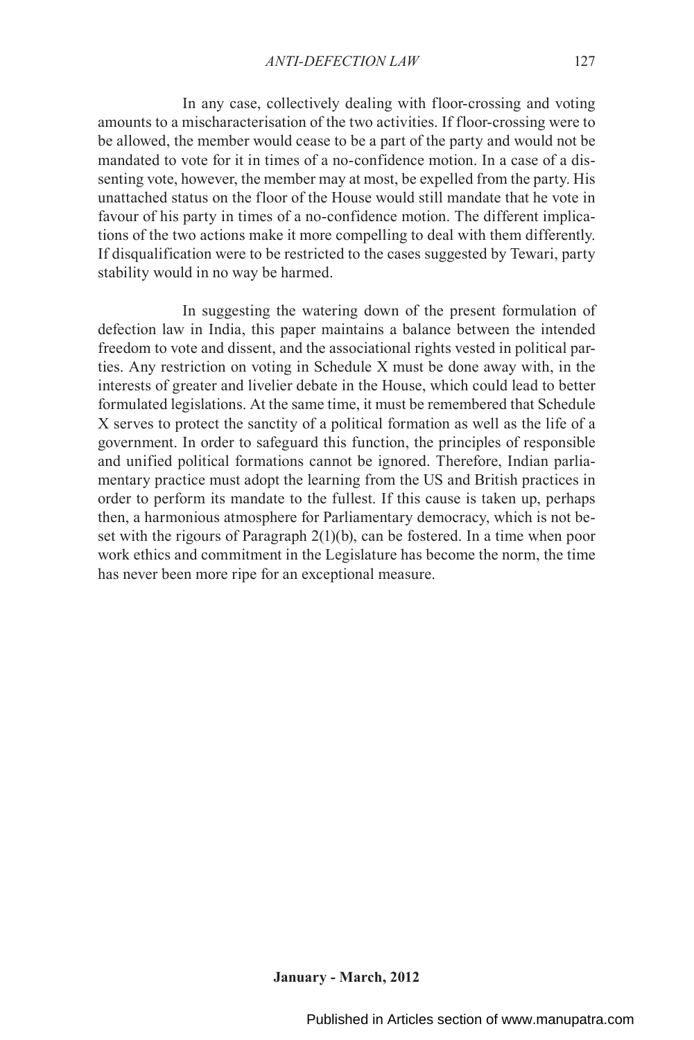In any case, collectively dealing with floor-crossing and voting amounts to a mischaracterisation of the two activities. If floor-crossing were to be allowed, the member would cease to be a part of the party and would not be mandated to vote for it in times of a no-confidence motion. In a case of a dissenting vote, however, the member may at most, be expelled from the party. His unattached status on the floor of the House would still mandate that he vote in favour of his party in times of a no-confidence motion. The different implications of the two actions make it more compelling to deal with them differently. If disqualification were to be restricted to the cases suggested by Tewari, party stability would in no way be harmed.

In suggesting the watering down of the present formulation of defection law in India, this paper maintains a balance between the intended freedom to vote and dissent, and the associational rights vested in political parties. Any restriction on voting in Schedule X must be done away with, in the interests of greater and livelier debate in the House, which could lead to better formulated legislations. At the same time, it must be remembered that Schedule X serves to protect the sanctity of a political formation as well as the life of a government. In order to safeguard this function, the principles of responsible and unified political formations cannot be ignored. Therefore, Indian parliamentary practice must adopt the learning from the US and British practices in order to perform its mandate to the fullest. If this cause is taken up, perhaps then, a harmonious atmosphere for Parliamentary democracy, which is not beset with the rigours of Paragraph 2(1)(b), can be fostered. In a time when poor work ethics and commitment in the Legislature has become the norm, the time has never been more ripe for an exceptional measure.